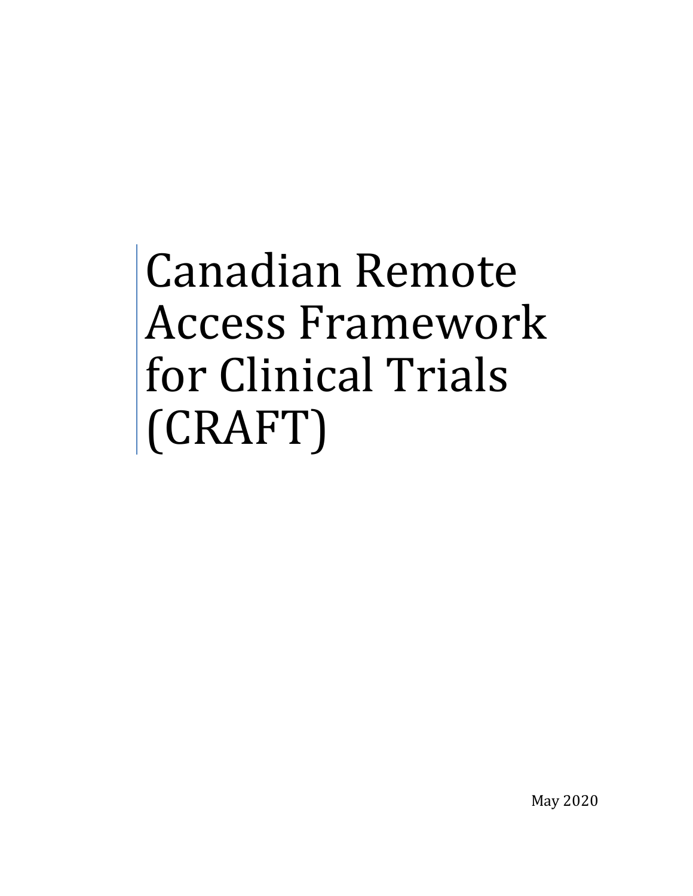# Canadian Remote Access Framework for Clinical Trials (CRAFT)

May 2020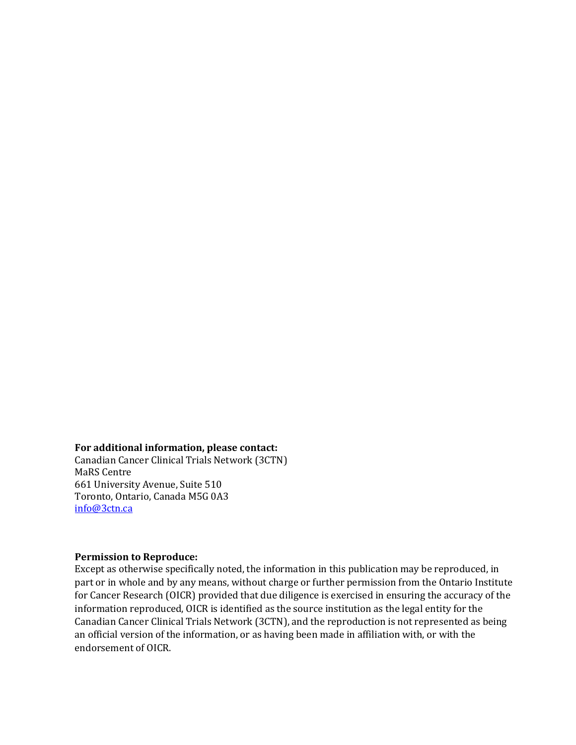**For additional information, please contact:**
Canadian Cancer Clinical Trials Network (3CTN)
MaRS Centre
661 University Avenue, Suite 510
Toronto, Ontario, Canada M5G 0A3
info@3ctn.ca

**Permission to Reproduce:**
Except as otherwise specifically noted, the information in this publication may be reproduced, in part or in whole and by any means, without charge or further permission from the Ontario Institute for Cancer Research (OICR) provided that due diligence is exercised in ensuring the accuracy of the information reproduced, OICR is identified as the source institution as the legal entity for the Canadian Cancer Clinical Trials Network (3CTN), and the reproduction is not represented as being an official version of the information, or as having been made in affiliation with, or with the endorsement of OICR.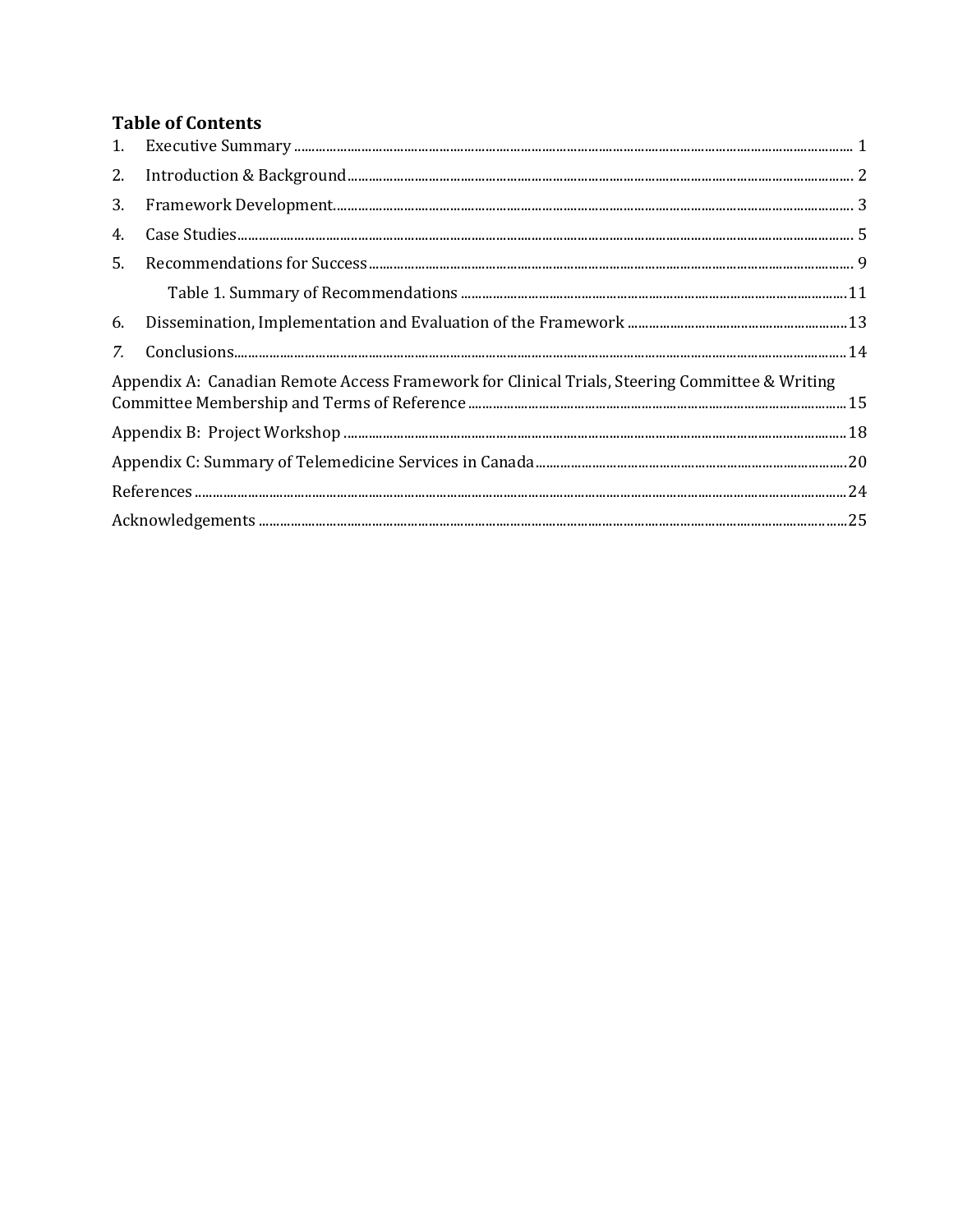**Table of Contents**

1. Executive Summary ........................................................................................................ 1
2. Introduction & Background ............................................................................................ 2
3. Framework Development ................................................................................................ 3
4. Case Studies .................................................................................................................. 5
5. Recommendations for Success ........................................................................................ 9
   - Table 1. Summary of Recommendations ..................................................................... 11
6. Dissemination, Implementation and Evaluation of the Framework ................................... 13
7. Conclusions .................................................................................................................. 14

Appendix A: Canadian Remote Access Framework for Clinical Trials, Steering Committee & Writing Committee Membership and Terms of Reference ........................................................................ 15

Appendix B: Project Workshop ........................................................................................... 18

Appendix C: Summary of Telemedicine Services in Canada .................................................. 20

References .......................................................................................................................... 24

Acknowledgements ............................................................................................................ 25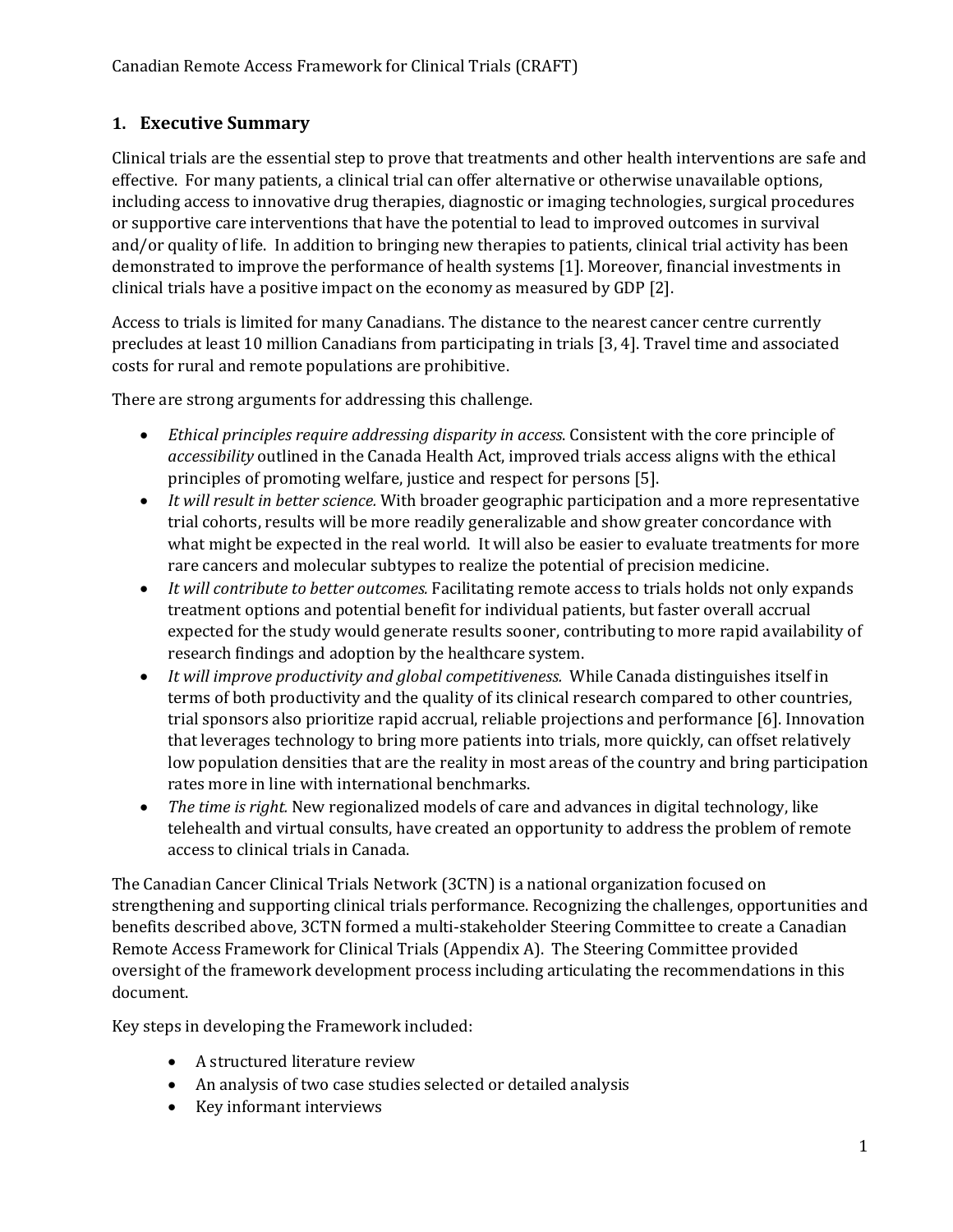## 1. Executive Summary

Clinical trials are the essential step to prove that treatments and other health interventions are safe and effective. For many patients, a clinical trial can offer alternative or otherwise unavailable options, including access to innovative drug therapies, diagnostic or imaging technologies, surgical procedures or supportive care interventions that have the potential to lead to improved outcomes in survival and/or quality of life. In addition to bringing new therapies to patients, clinical trial activity has been demonstrated to improve the performance of health systems [1]. Moreover, financial investments in clinical trials have a positive impact on the economy as measured by GDP [2].

Access to trials is limited for many Canadians. The distance to the nearest cancer centre currently precludes at least 10 million Canadians from participating in trials [3, 4]. Travel time and associated costs for rural and remote populations are prohibitive.

There are strong arguments for addressing this challenge.

- *Ethical principles require addressing disparity in access.* Consistent with the core principle of *accessibility* outlined in the Canada Health Act, improved trials access aligns with the ethical principles of promoting welfare, justice and respect for persons [5].
- *It will result in better science.* With broader geographic participation and a more representative trial cohorts, results will be more readily generalizable and show greater concordance with what might be expected in the real world. It will also be easier to evaluate treatments for more rare cancers and molecular subtypes to realize the potential of precision medicine.
- *It will contribute to better outcomes.* Facilitating remote access to trials holds not only expands treatment options and potential benefit for individual patients, but faster overall accrual expected for the study would generate results sooner, contributing to more rapid availability of research findings and adoption by the healthcare system.
- *It will improve productivity and global competitiveness.* While Canada distinguishes itself in terms of both productivity and the quality of its clinical research compared to other countries, trial sponsors also prioritize rapid accrual, reliable projections and performance [6]. Innovation that leverages technology to bring more patients into trials, more quickly, can offset relatively low population densities that are the reality in most areas of the country and bring participation rates more in line with international benchmarks.
- *The time is right.* New regionalized models of care and advances in digital technology, like telehealth and virtual consults, have created an opportunity to address the problem of remote access to clinical trials in Canada.

The Canadian Cancer Clinical Trials Network (3CTN) is a national organization focused on strengthening and supporting clinical trials performance. Recognizing the challenges, opportunities and benefits described above, 3CTN formed a multi-stakeholder Steering Committee to create a Canadian Remote Access Framework for Clinical Trials (Appendix A). The Steering Committee provided oversight of the framework development process including articulating the recommendations in this document.

Key steps in developing the Framework included:

- A structured literature review
- An analysis of two case studies selected or detailed analysis
- Key informant interviews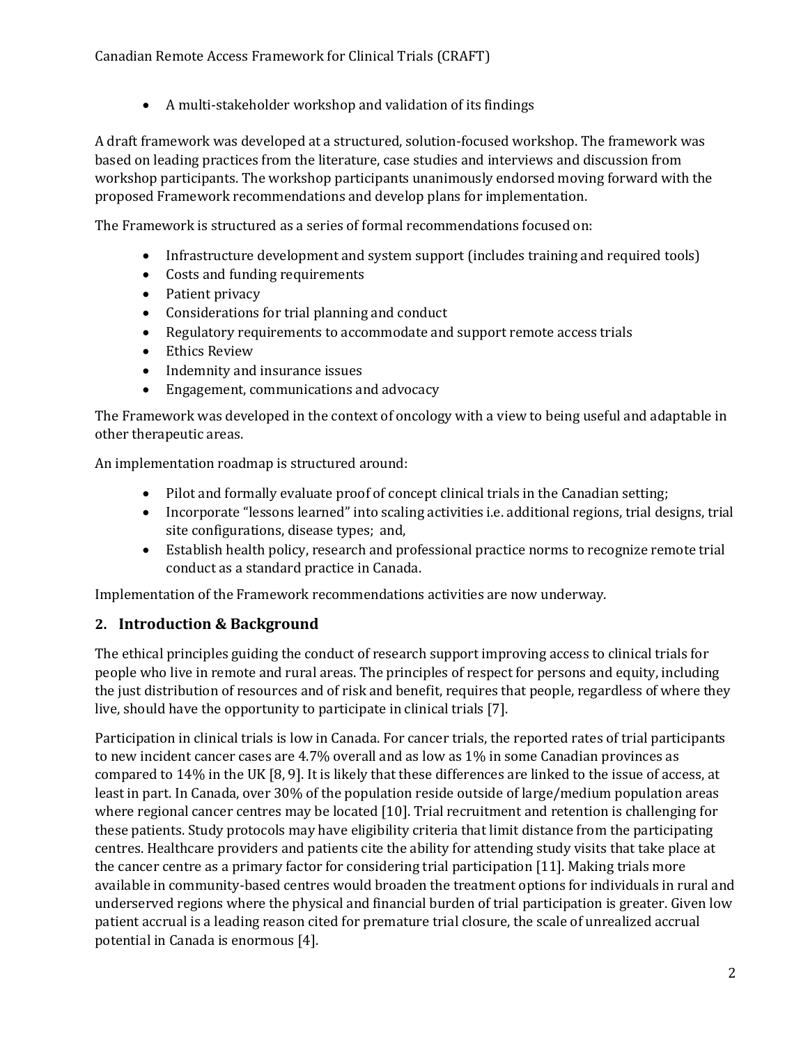- A multi-stakeholder workshop and validation of its findings

A draft framework was developed at a structured, solution-focused workshop. The framework was based on leading practices from the literature, case studies and interviews and discussion from workshop participants. The workshop participants unanimously endorsed moving forward with the proposed Framework recommendations and develop plans for implementation.

The Framework is structured as a series of formal recommendations focused on:

- Infrastructure development and system support (includes training and required tools)
- Costs and funding requirements
- Patient privacy
- Considerations for trial planning and conduct
- Regulatory requirements to accommodate and support remote access trials
- Ethics Review
- Indemnity and insurance issues
- Engagement, communications and advocacy

The Framework was developed in the context of oncology with a view to being useful and adaptable in other therapeutic areas.

An implementation roadmap is structured around:

- Pilot and formally evaluate proof of concept clinical trials in the Canadian setting;
- Incorporate "lessons learned" into scaling activities i.e. additional regions, trial designs, trial site configurations, disease types; and,
- Establish health policy, research and professional practice norms to recognize remote trial conduct as a standard practice in Canada.

Implementation of the Framework recommendations activities are now underway.

## 2. Introduction & Background

The ethical principles guiding the conduct of research support improving access to clinical trials for people who live in remote and rural areas. The principles of respect for persons and equity, including the just distribution of resources and of risk and benefit, requires that people, regardless of where they live, should have the opportunity to participate in clinical trials [7].

Participation in clinical trials is low in Canada. For cancer trials, the reported rates of trial participants to new incident cancer cases are 4.7% overall and as low as 1% in some Canadian provinces as compared to 14% in the UK [8, 9]. It is likely that these differences are linked to the issue of access, at least in part. In Canada, over 30% of the population reside outside of large/medium population areas where regional cancer centres may be located [10]. Trial recruitment and retention is challenging for these patients. Study protocols may have eligibility criteria that limit distance from the participating centres. Healthcare providers and patients cite the ability for attending study visits that take place at the cancer centre as a primary factor for considering trial participation [11]. Making trials more available in community-based centres would broaden the treatment options for individuals in rural and underserved regions where the physical and financial burden of trial participation is greater. Given low patient accrual is a leading reason cited for premature trial closure, the scale of unrealized accrual potential in Canada is enormous [4].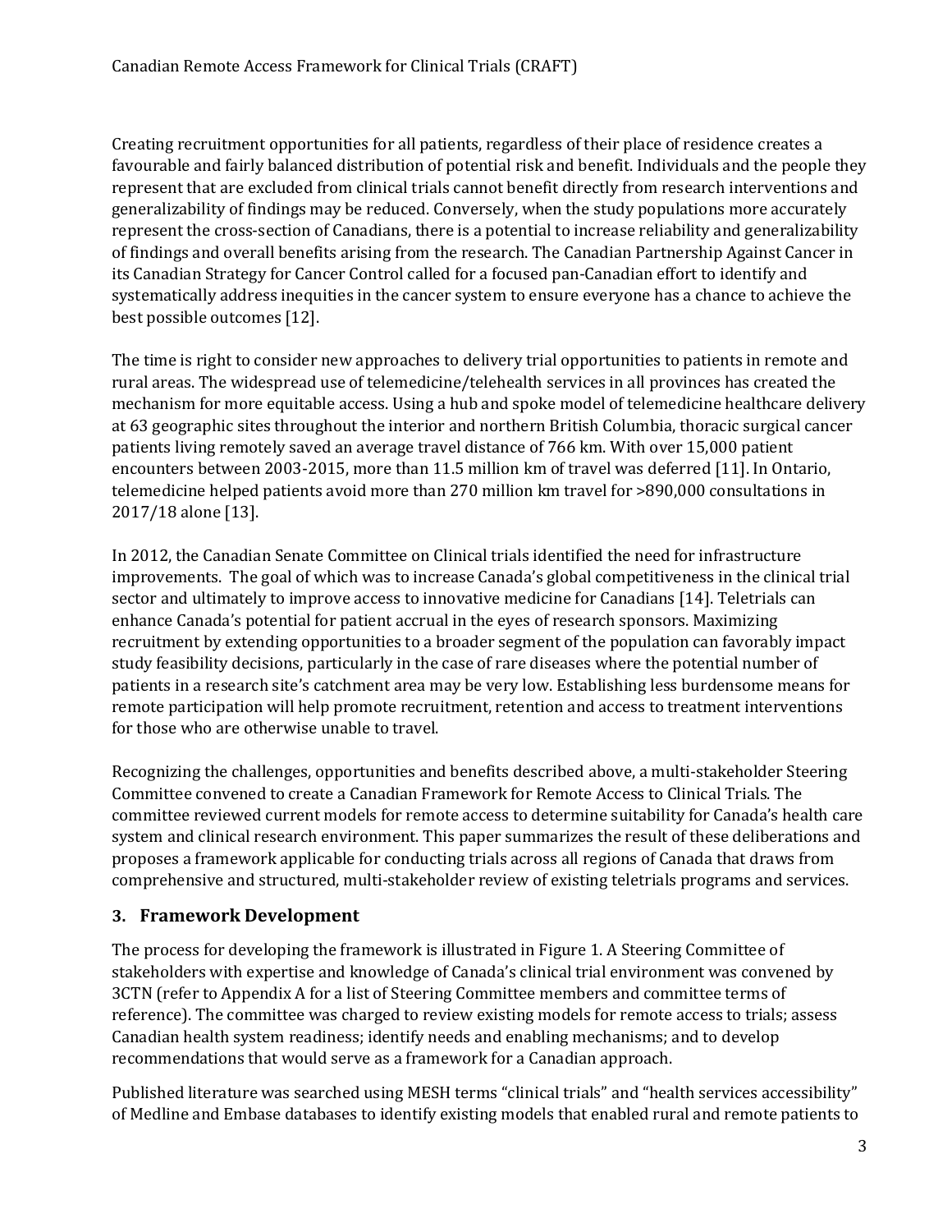Creating recruitment opportunities for all patients, regardless of their place of residence creates a favourable and fairly balanced distribution of potential risk and benefit. Individuals and the people they represent that are excluded from clinical trials cannot benefit directly from research interventions and generalizability of findings may be reduced. Conversely, when the study populations more accurately represent the cross-section of Canadians, there is a potential to increase reliability and generalizability of findings and overall benefits arising from the research. The Canadian Partnership Against Cancer in its Canadian Strategy for Cancer Control called for a focused pan-Canadian effort to identify and systematically address inequities in the cancer system to ensure everyone has a chance to achieve the best possible outcomes [12].

The time is right to consider new approaches to delivery trial opportunities to patients in remote and rural areas. The widespread use of telemedicine/telehealth services in all provinces has created the mechanism for more equitable access. Using a hub and spoke model of telemedicine healthcare delivery at 63 geographic sites throughout the interior and northern British Columbia, thoracic surgical cancer patients living remotely saved an average travel distance of 766 km. With over 15,000 patient encounters between 2003-2015, more than 11.5 million km of travel was deferred [11]. In Ontario, telemedicine helped patients avoid more than 270 million km travel for >890,000 consultations in 2017/18 alone [13].

In 2012, the Canadian Senate Committee on Clinical trials identified the need for infrastructure improvements. The goal of which was to increase Canada's global competitiveness in the clinical trial sector and ultimately to improve access to innovative medicine for Canadians [14]. Teletrials can enhance Canada's potential for patient accrual in the eyes of research sponsors. Maximizing recruitment by extending opportunities to a broader segment of the population can favorably impact study feasibility decisions, particularly in the case of rare diseases where the potential number of patients in a research site's catchment area may be very low. Establishing less burdensome means for remote participation will help promote recruitment, retention and access to treatment interventions for those who are otherwise unable to travel.

Recognizing the challenges, opportunities and benefits described above, a multi-stakeholder Steering Committee convened to create a Canadian Framework for Remote Access to Clinical Trials. The committee reviewed current models for remote access to determine suitability for Canada's health care system and clinical research environment. This paper summarizes the result of these deliberations and proposes a framework applicable for conducting trials across all regions of Canada that draws from comprehensive and structured, multi-stakeholder review of existing teletrials programs and services.

## 3. Framework Development

The process for developing the framework is illustrated in Figure 1. A Steering Committee of stakeholders with expertise and knowledge of Canada's clinical trial environment was convened by 3CTN (refer to Appendix A for a list of Steering Committee members and committee terms of reference). The committee was charged to review existing models for remote access to trials; assess Canadian health system readiness; identify needs and enabling mechanisms; and to develop recommendations that would serve as a framework for a Canadian approach.

Published literature was searched using MESH terms "clinical trials" and "health services accessibility" of Medline and Embase databases to identify existing models that enabled rural and remote patients to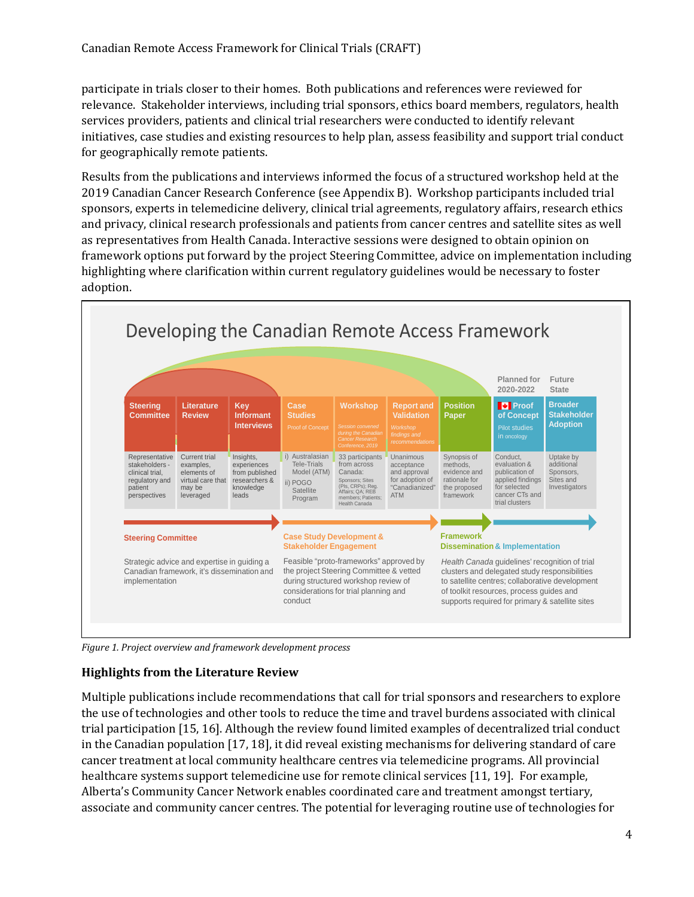participate in trials closer to their homes. Both publications and references were reviewed for relevance. Stakeholder interviews, including trial sponsors, ethics board members, regulators, health services providers, patients and clinical trial researchers were conducted to identify relevant initiatives, case studies and existing resources to help plan, assess feasibility and support trial conduct for geographically remote patients.

Results from the publications and interviews informed the focus of a structured workshop held at the 2019 Canadian Cancer Research Conference (see Appendix B). Workshop participants included trial sponsors, experts in telemedicine delivery, clinical trial agreements, regulatory affairs, research ethics and privacy, clinical research professionals and patients from cancer centres and satellite sites as well as representatives from Health Canada. Interactive sessions were designed to obtain opinion on framework options put forward by the project Steering Committee, advice on implementation including highlighting where clarification within current regulatory guidelines would be necessary to foster adoption.

Developing the Canadian Remote Access Framework

| Steering Committee | Literature Review | Key Informant Interviews | Case Studies (Proof of Concept) | Workshop (Session convened during the Canadian Cancer Research Conference, 2019) | Report and Validation (Workshop findings and recommendations) | Position Paper | Planned for 2020-2022: Proof of Concept (Pilot studies in oncology) | Future State: Broader Stakeholder Adoption |
|---|---|---|---|---|---|---|---|---|
| Representative stakeholders - clinical trial, regulatory and patient perspectives | Current trial examples, elements of virtual care that may be leveraged | Insights, experiences from published researchers & knowledge leads | i) Australasian Tele-Trials Model (ATM) ii) POGO Satellite Program | 33 participants from across Canada: Sponsors; Sites (PIs, CRPs); Reg. Affairs; QA; REB members; Patients; Health Canada | Unanimous acceptance and approval for adoption of "Canadianized" ATM | Synopsis of methods, evidence and rationale for the proposed framework | Conduct, evaluation & publication of applied findings for selected cancer CTs and trial clusters | Uptake by additional Sponsors, Sites and Investigators |

**Steering Committee** — Strategic advice and expertise in guiding a Canadian framework, it's dissemination and implementation

**Case Study Development & Stakeholder Engagement** — Feasible "proto-frameworks" approved by the project Steering Committee & vetted during structured workshop review of considerations for trial planning and conduct

**Framework Dissemination & Implementation** — *Health Canada* guidelines' recognition of trial clusters and delegated study responsibilities to satellite centres; collaborative development of toolkit resources, process guides and supports required for primary & satellite sites

*Figure 1. Project overview and framework development process*

## Highlights from the Literature Review

Multiple publications include recommendations that call for trial sponsors and researchers to explore the use of technologies and other tools to reduce the time and travel burdens associated with clinical trial participation [15, 16]. Although the review found limited examples of decentralized trial conduct in the Canadian population [17, 18], it did reveal existing mechanisms for delivering standard of care cancer treatment at local community healthcare centres via telemedicine programs. All provincial healthcare systems support telemedicine use for remote clinical services [11, 19]. For example, Alberta's Community Cancer Network enables coordinated care and treatment amongst tertiary, associate and community cancer centres. The potential for leveraging routine use of technologies for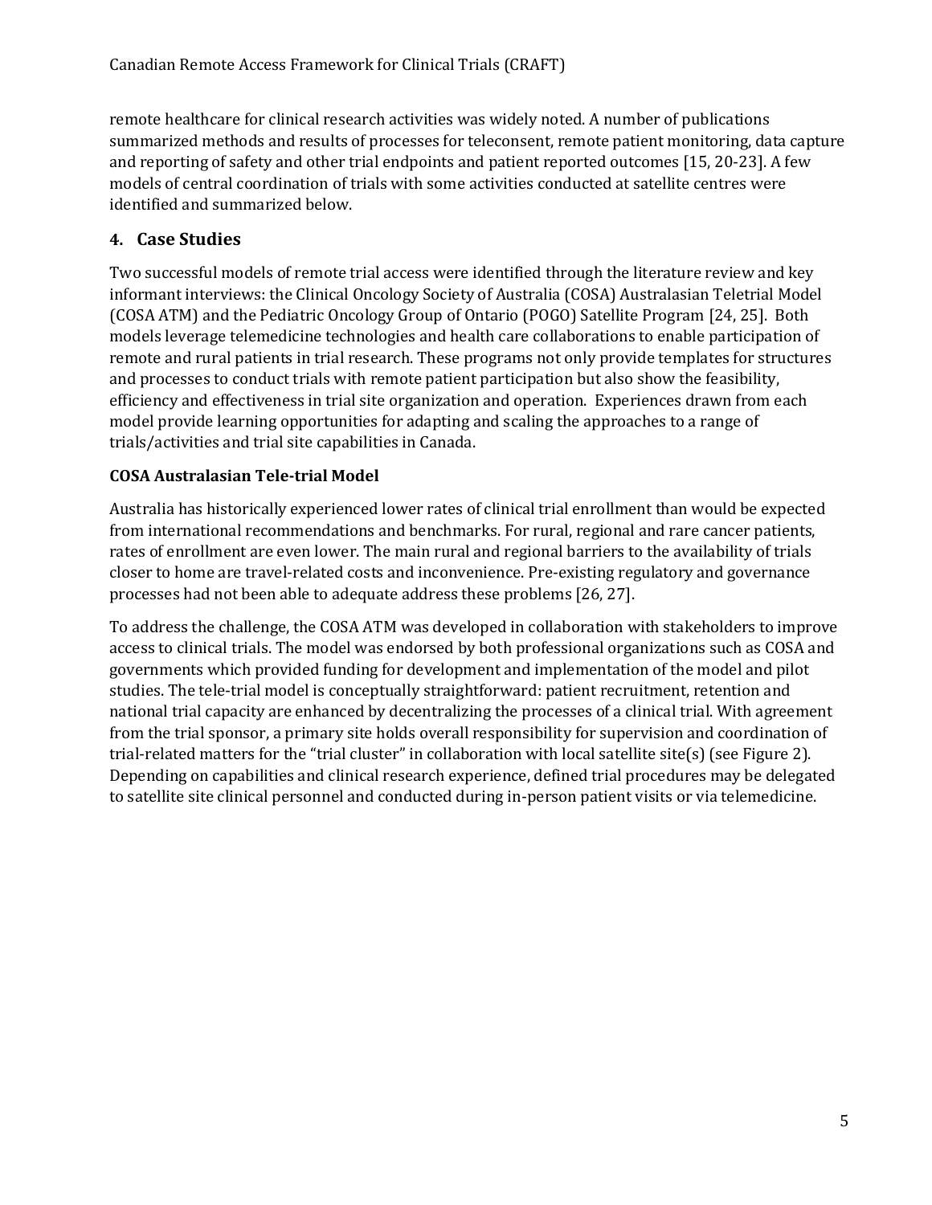remote healthcare for clinical research activities was widely noted. A number of publications summarized methods and results of processes for teleconsent, remote patient monitoring, data capture and reporting of safety and other trial endpoints and patient reported outcomes [15, 20-23]. A few models of central coordination of trials with some activities conducted at satellite centres were identified and summarized below.

## 4. Case Studies

Two successful models of remote trial access were identified through the literature review and key informant interviews: the Clinical Oncology Society of Australia (COSA) Australasian Teletrial Model (COSA ATM) and the Pediatric Oncology Group of Ontario (POGO) Satellite Program [24, 25]. Both models leverage telemedicine technologies and health care collaborations to enable participation of remote and rural patients in trial research. These programs not only provide templates for structures and processes to conduct trials with remote patient participation but also show the feasibility, efficiency and effectiveness in trial site organization and operation. Experiences drawn from each model provide learning opportunities for adapting and scaling the approaches to a range of trials/activities and trial site capabilities in Canada.

**COSA Australasian Tele-trial Model**

Australia has historically experienced lower rates of clinical trial enrollment than would be expected from international recommendations and benchmarks. For rural, regional and rare cancer patients, rates of enrollment are even lower. The main rural and regional barriers to the availability of trials closer to home are travel-related costs and inconvenience. Pre-existing regulatory and governance processes had not been able to adequate address these problems [26, 27].

To address the challenge, the COSA ATM was developed in collaboration with stakeholders to improve access to clinical trials. The model was endorsed by both professional organizations such as COSA and governments which provided funding for development and implementation of the model and pilot studies. The tele-trial model is conceptually straightforward: patient recruitment, retention and national trial capacity are enhanced by decentralizing the processes of a clinical trial. With agreement from the trial sponsor, a primary site holds overall responsibility for supervision and coordination of trial-related matters for the "trial cluster" in collaboration with local satellite site(s) (see Figure 2). Depending on capabilities and clinical research experience, defined trial procedures may be delegated to satellite site clinical personnel and conducted during in-person patient visits or via telemedicine.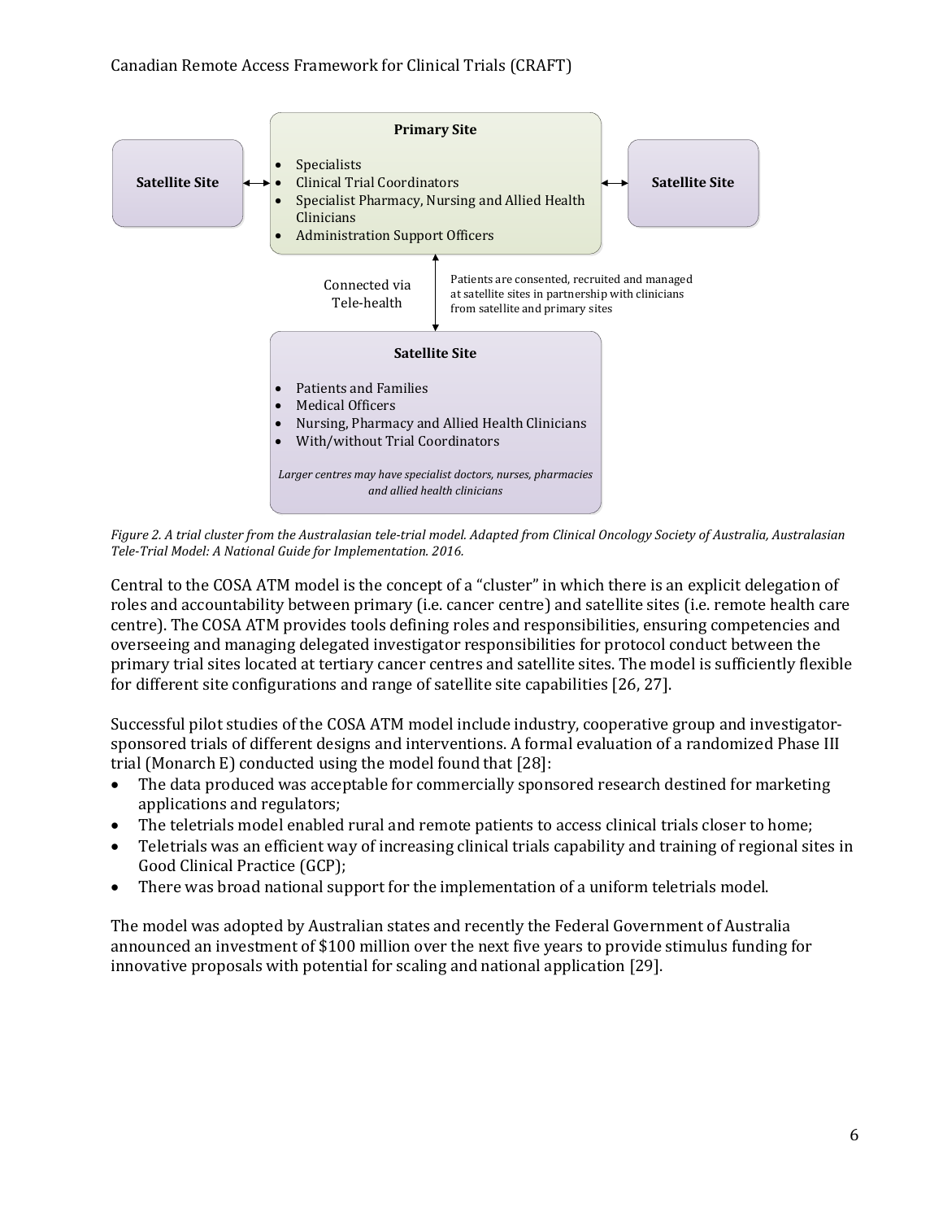**Primary Site**

- Specialists
- Clinical Trial Coordinators
- Specialist Pharmacy, Nursing and Allied Health Clinicians
- Administration Support Officers

**Satellite Site** ↔ Primary Site ↔ **Satellite Site**

Connected via Tele-health

Patients are consented, recruited and managed at satellite sites in partnership with clinicians from satellite and primary sites

**Satellite Site**

- Patients and Families
- Medical Officers
- Nursing, Pharmacy and Allied Health Clinicians
- With/without Trial Coordinators

*Larger centres may have specialist doctors, nurses, pharmacies and allied health clinicians*

*Figure 2. A trial cluster from the Australasian tele-trial model. Adapted from Clinical Oncology Society of Australia, Australasian Tele-Trial Model: A National Guide for Implementation. 2016.*

Central to the COSA ATM model is the concept of a "cluster" in which there is an explicit delegation of roles and accountability between primary (i.e. cancer centre) and satellite sites (i.e. remote health care centre). The COSA ATM provides tools defining roles and responsibilities, ensuring competencies and overseeing and managing delegated investigator responsibilities for protocol conduct between the primary trial sites located at tertiary cancer centres and satellite sites. The model is sufficiently flexible for different site configurations and range of satellite site capabilities [26, 27].

Successful pilot studies of the COSA ATM model include industry, cooperative group and investigator-sponsored trials of different designs and interventions. A formal evaluation of a randomized Phase III trial (Monarch E) conducted using the model found that [28]:

- The data produced was acceptable for commercially sponsored research destined for marketing applications and regulators;
- The teletrials model enabled rural and remote patients to access clinical trials closer to home;
- Teletrials was an efficient way of increasing clinical trials capability and training of regional sites in Good Clinical Practice (GCP);
- There was broad national support for the implementation of a uniform teletrials model.

The model was adopted by Australian states and recently the Federal Government of Australia announced an investment of $100 million over the next five years to provide stimulus funding for innovative proposals with potential for scaling and national application [29].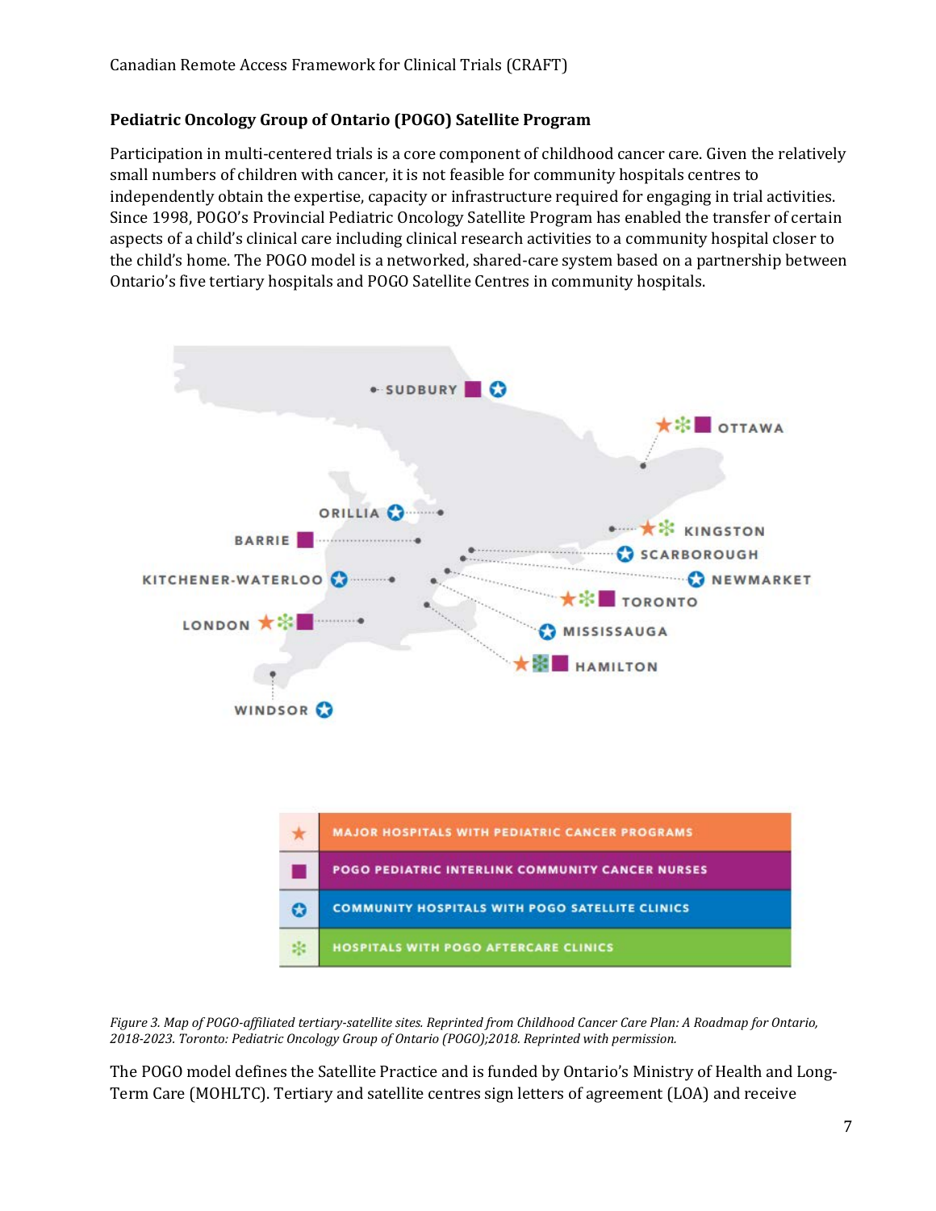### Pediatric Oncology Group of Ontario (POGO) Satellite Program

Participation in multi-centered trials is a core component of childhood cancer care. Given the relatively small numbers of children with cancer, it is not feasible for community hospitals centres to independently obtain the expertise, capacity or infrastructure required for engaging in trial activities. Since 1998, POGO's Provincial Pediatric Oncology Satellite Program has enabled the transfer of certain aspects of a child's clinical care including clinical research activities to a community hospital closer to the child's home. The POGO model is a networked, shared-care system based on a partnership between Ontario's five tertiary hospitals and POGO Satellite Centres in community hospitals.

*Figure 3. Map of POGO-affiliated tertiary-satellite sites. Reprinted from Childhood Cancer Care Plan: A Roadmap for Ontario, 2018-2023. Toronto: Pediatric Oncology Group of Ontario (POGO);2018. Reprinted with permission.*

The POGO model defines the Satellite Practice and is funded by Ontario's Ministry of Health and Long-Term Care (MOHLTC). Tertiary and satellite centres sign letters of agreement (LOA) and receive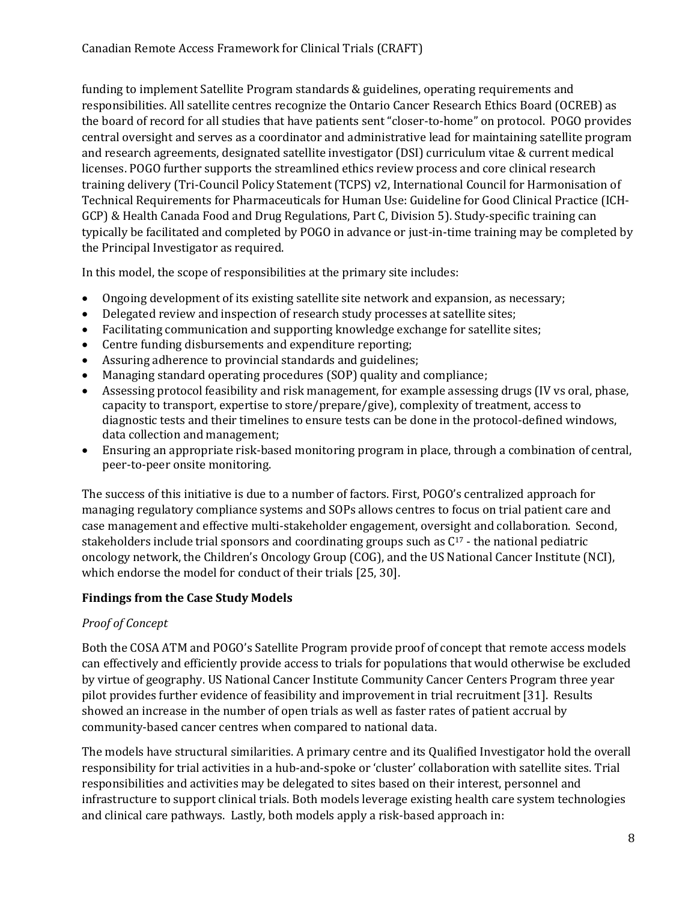funding to implement Satellite Program standards & guidelines, operating requirements and responsibilities. All satellite centres recognize the Ontario Cancer Research Ethics Board (OCREB) as the board of record for all studies that have patients sent "closer-to-home" on protocol. POGO provides central oversight and serves as a coordinator and administrative lead for maintaining satellite program and research agreements, designated satellite investigator (DSI) curriculum vitae & current medical licenses. POGO further supports the streamlined ethics review process and core clinical research training delivery (Tri-Council Policy Statement (TCPS) v2, International Council for Harmonisation of Technical Requirements for Pharmaceuticals for Human Use: Guideline for Good Clinical Practice (ICH-GCP) & Health Canada Food and Drug Regulations, Part C, Division 5). Study-specific training can typically be facilitated and completed by POGO in advance or just-in-time training may be completed by the Principal Investigator as required.

In this model, the scope of responsibilities at the primary site includes:

- Ongoing development of its existing satellite site network and expansion, as necessary;
- Delegated review and inspection of research study processes at satellite sites;
- Facilitating communication and supporting knowledge exchange for satellite sites;
- Centre funding disbursements and expenditure reporting;
- Assuring adherence to provincial standards and guidelines;
- Managing standard operating procedures (SOP) quality and compliance;
- Assessing protocol feasibility and risk management, for example assessing drugs (IV vs oral, phase, capacity to transport, expertise to store/prepare/give), complexity of treatment, access to diagnostic tests and their timelines to ensure tests can be done in the protocol-defined windows, data collection and management;
- Ensuring an appropriate risk-based monitoring program in place, through a combination of central, peer-to-peer onsite monitoring.

The success of this initiative is due to a number of factors. First, POGO's centralized approach for managing regulatory compliance systems and SOPs allows centres to focus on trial patient care and case management and effective multi-stakeholder engagement, oversight and collaboration. Second, stakeholders include trial sponsors and coordinating groups such as C[17] - the national pediatric oncology network, the Children's Oncology Group (COG), and the US National Cancer Institute (NCI), which endorse the model for conduct of their trials [25, 30].

## Findings from the Case Study Models

### *Proof of Concept*

Both the COSA ATM and POGO's Satellite Program provide proof of concept that remote access models can effectively and efficiently provide access to trials for populations that would otherwise be excluded by virtue of geography. US National Cancer Institute Community Cancer Centers Program three year pilot provides further evidence of feasibility and improvement in trial recruitment [31]. Results showed an increase in the number of open trials as well as faster rates of patient accrual by community-based cancer centres when compared to national data.

The models have structural similarities. A primary centre and its Qualified Investigator hold the overall responsibility for trial activities in a hub-and-spoke or 'cluster' collaboration with satellite sites. Trial responsibilities and activities may be delegated to sites based on their interest, personnel and infrastructure to support clinical trials. Both models leverage existing health care system technologies and clinical care pathways. Lastly, both models apply a risk-based approach in: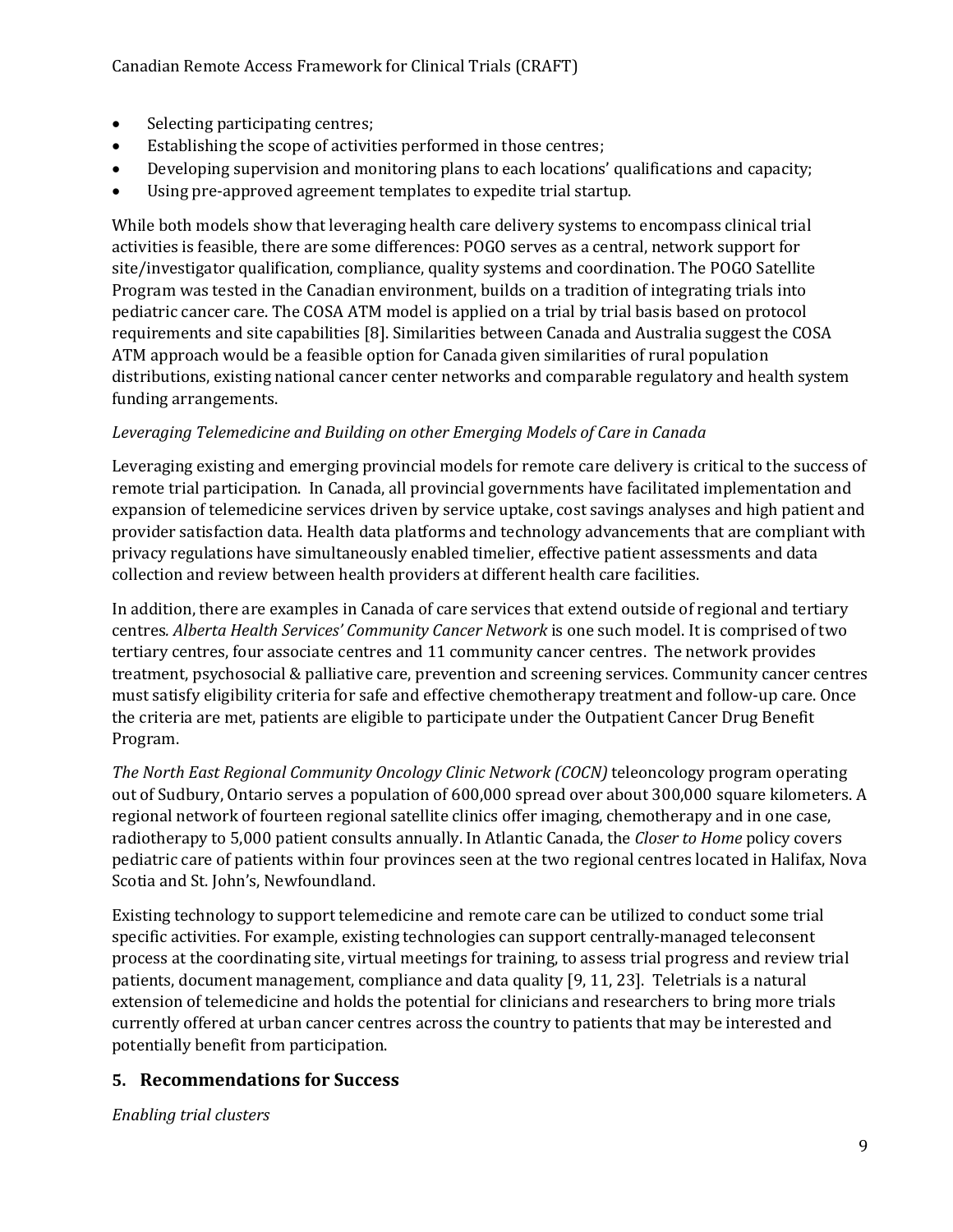- Selecting participating centres;
- Establishing the scope of activities performed in those centres;
- Developing supervision and monitoring plans to each locations' qualifications and capacity;
- Using pre-approved agreement templates to expedite trial startup.

While both models show that leveraging health care delivery systems to encompass clinical trial activities is feasible, there are some differences: POGO serves as a central, network support for site/investigator qualification, compliance, quality systems and coordination. The POGO Satellite Program was tested in the Canadian environment, builds on a tradition of integrating trials into pediatric cancer care. The COSA ATM model is applied on a trial by trial basis based on protocol requirements and site capabilities [8]. Similarities between Canada and Australia suggest the COSA ATM approach would be a feasible option for Canada given similarities of rural population distributions, existing national cancer center networks and comparable regulatory and health system funding arrangements.

*Leveraging Telemedicine and Building on other Emerging Models of Care in Canada*

Leveraging existing and emerging provincial models for remote care delivery is critical to the success of remote trial participation. In Canada, all provincial governments have facilitated implementation and expansion of telemedicine services driven by service uptake, cost savings analyses and high patient and provider satisfaction data. Health data platforms and technology advancements that are compliant with privacy regulations have simultaneously enabled timelier, effective patient assessments and data collection and review between health providers at different health care facilities.

In addition, there are examples in Canada of care services that extend outside of regional and tertiary centres*. Alberta Health Services' Community Cancer Network* is one such model. It is comprised of two tertiary centres, four associate centres and 11 community cancer centres. The network provides treatment, psychosocial & palliative care, prevention and screening services. Community cancer centres must satisfy eligibility criteria for safe and effective chemotherapy treatment and follow-up care. Once the criteria are met, patients are eligible to participate under the Outpatient Cancer Drug Benefit Program.

*The North East Regional Community Oncology Clinic Network (COCN)* teleoncology program operating out of Sudbury, Ontario serves a population of 600,000 spread over about 300,000 square kilometers. A regional network of fourteen regional satellite clinics offer imaging, chemotherapy and in one case, radiotherapy to 5,000 patient consults annually. In Atlantic Canada, the *Closer to Home* policy covers pediatric care of patients within four provinces seen at the two regional centres located in Halifax, Nova Scotia and St. John's, Newfoundland.

Existing technology to support telemedicine and remote care can be utilized to conduct some trial specific activities. For example, existing technologies can support centrally-managed teleconsent process at the coordinating site, virtual meetings for training, to assess trial progress and review trial patients, document management, compliance and data quality [9, 11, 23]. Teletrials is a natural extension of telemedicine and holds the potential for clinicians and researchers to bring more trials currently offered at urban cancer centres across the country to patients that may be interested and potentially benefit from participation.

## 5. Recommendations for Success

*Enabling trial clusters*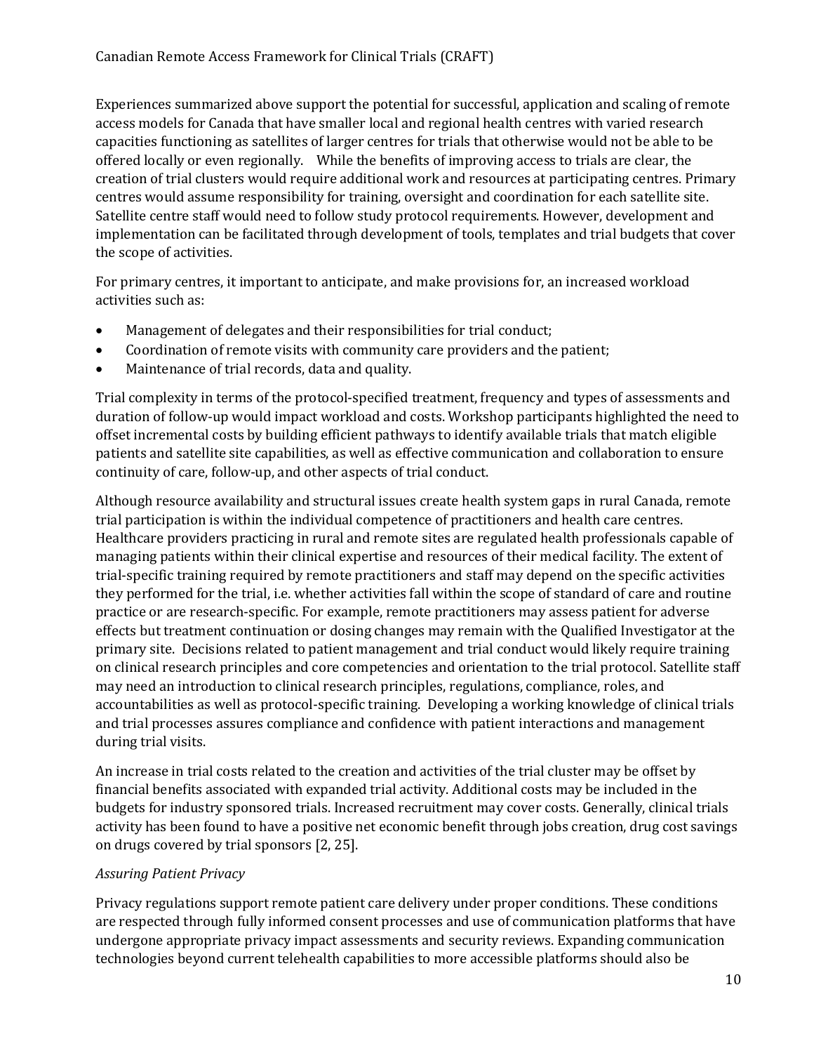Experiences summarized above support the potential for successful, application and scaling of remote access models for Canada that have smaller local and regional health centres with varied research capacities functioning as satellites of larger centres for trials that otherwise would not be able to be offered locally or even regionally. While the benefits of improving access to trials are clear, the creation of trial clusters would require additional work and resources at participating centres. Primary centres would assume responsibility for training, oversight and coordination for each satellite site. Satellite centre staff would need to follow study protocol requirements. However, development and implementation can be facilitated through development of tools, templates and trial budgets that cover the scope of activities.

For primary centres, it important to anticipate, and make provisions for, an increased workload activities such as:

- Management of delegates and their responsibilities for trial conduct;
- Coordination of remote visits with community care providers and the patient;
- Maintenance of trial records, data and quality.

Trial complexity in terms of the protocol-specified treatment, frequency and types of assessments and duration of follow-up would impact workload and costs. Workshop participants highlighted the need to offset incremental costs by building efficient pathways to identify available trials that match eligible patients and satellite site capabilities, as well as effective communication and collaboration to ensure continuity of care, follow-up, and other aspects of trial conduct.

Although resource availability and structural issues create health system gaps in rural Canada, remote trial participation is within the individual competence of practitioners and health care centres. Healthcare providers practicing in rural and remote sites are regulated health professionals capable of managing patients within their clinical expertise and resources of their medical facility. The extent of trial-specific training required by remote practitioners and staff may depend on the specific activities they performed for the trial, i.e. whether activities fall within the scope of standard of care and routine practice or are research-specific. For example, remote practitioners may assess patient for adverse effects but treatment continuation or dosing changes may remain with the Qualified Investigator at the primary site. Decisions related to patient management and trial conduct would likely require training on clinical research principles and core competencies and orientation to the trial protocol. Satellite staff may need an introduction to clinical research principles, regulations, compliance, roles, and accountabilities as well as protocol-specific training. Developing a working knowledge of clinical trials and trial processes assures compliance and confidence with patient interactions and management during trial visits.

An increase in trial costs related to the creation and activities of the trial cluster may be offset by financial benefits associated with expanded trial activity. Additional costs may be included in the budgets for industry sponsored trials. Increased recruitment may cover costs. Generally, clinical trials activity has been found to have a positive net economic benefit through jobs creation, drug cost savings on drugs covered by trial sponsors [2, 25].

*Assuring Patient Privacy*

Privacy regulations support remote patient care delivery under proper conditions. These conditions are respected through fully informed consent processes and use of communication platforms that have undergone appropriate privacy impact assessments and security reviews. Expanding communication technologies beyond current telehealth capabilities to more accessible platforms should also be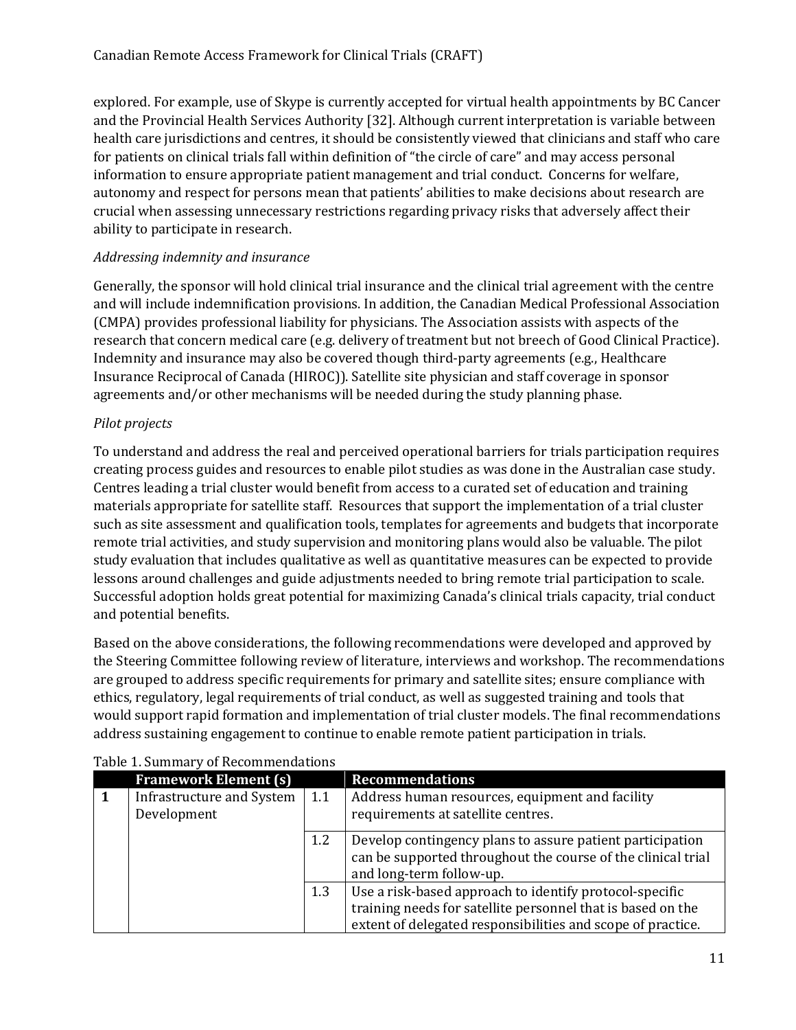explored. For example, use of Skype is currently accepted for virtual health appointments by BC Cancer and the Provincial Health Services Authority [32]. Although current interpretation is variable between health care jurisdictions and centres, it should be consistently viewed that clinicians and staff who care for patients on clinical trials fall within definition of "the circle of care" and may access personal information to ensure appropriate patient management and trial conduct. Concerns for welfare, autonomy and respect for persons mean that patients' abilities to make decisions about research are crucial when assessing unnecessary restrictions regarding privacy risks that adversely affect their ability to participate in research.

*Addressing indemnity and insurance*

Generally, the sponsor will hold clinical trial insurance and the clinical trial agreement with the centre and will include indemnification provisions. In addition, the Canadian Medical Professional Association (CMPA) provides professional liability for physicians. The Association assists with aspects of the research that concern medical care (e.g. delivery of treatment but not breech of Good Clinical Practice). Indemnity and insurance may also be covered though third-party agreements (e.g., Healthcare Insurance Reciprocal of Canada (HIROC)). Satellite site physician and staff coverage in sponsor agreements and/or other mechanisms will be needed during the study planning phase.

*Pilot projects*

To understand and address the real and perceived operational barriers for trials participation requires creating process guides and resources to enable pilot studies as was done in the Australian case study. Centres leading a trial cluster would benefit from access to a curated set of education and training materials appropriate for satellite staff. Resources that support the implementation of a trial cluster such as site assessment and qualification tools, templates for agreements and budgets that incorporate remote trial activities, and study supervision and monitoring plans would also be valuable. The pilot study evaluation that includes qualitative as well as quantitative measures can be expected to provide lessons around challenges and guide adjustments needed to bring remote trial participation to scale. Successful adoption holds great potential for maximizing Canada's clinical trials capacity, trial conduct and potential benefits.

Based on the above considerations, the following recommendations were developed and approved by the Steering Committee following review of literature, interviews and workshop. The recommendations are grouped to address specific requirements for primary and satellite sites; ensure compliance with ethics, regulatory, legal requirements of trial conduct, as well as suggested training and tools that would support rapid formation and implementation of trial cluster models. The final recommendations address sustaining engagement to continue to enable remote patient participation in trials.

Table 1. Summary of Recommendations

| | Framework Element (s) | | Recommendations |
|---|---|---|---|
| **1** | Infrastructure and System Development | 1.1 | Address human resources, equipment and facility requirements at satellite centres. |
| | | 1.2 | Develop contingency plans to assure patient participation can be supported throughout the course of the clinical trial and long-term follow-up. |
| | | 1.3 | Use a risk-based approach to identify protocol-specific training needs for satellite personnel that is based on the extent of delegated responsibilities and scope of practice. |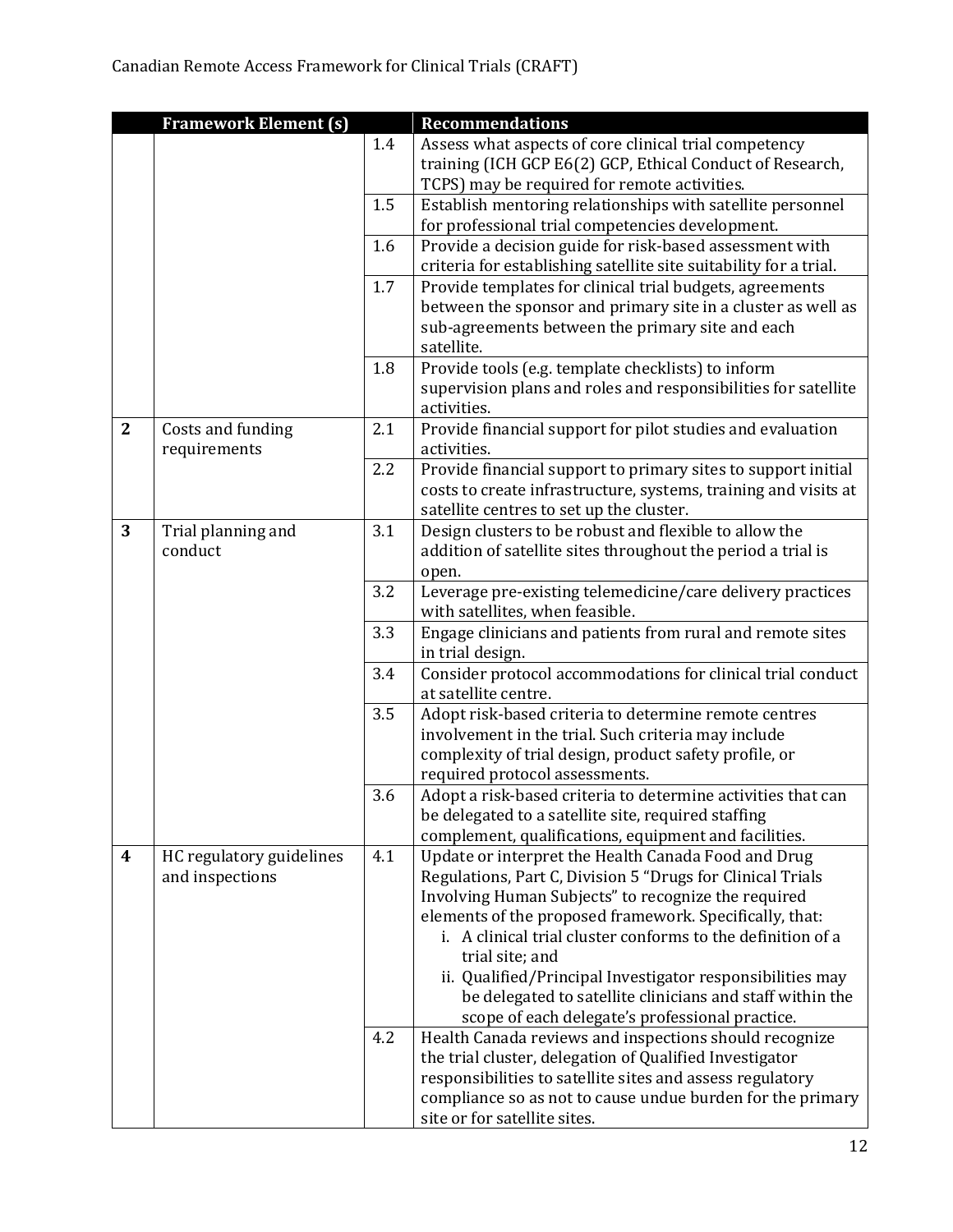| | Framework Element (s) | | Recommendations |
|---|---|---|---|
| | | 1.4 | Assess what aspects of core clinical trial competency training (ICH GCP E6(2) GCP, Ethical Conduct of Research, TCPS) may be required for remote activities. |
| | | 1.5 | Establish mentoring relationships with satellite personnel for professional trial competencies development. |
| | | 1.6 | Provide a decision guide for risk-based assessment with criteria for establishing satellite site suitability for a trial. |
| | | 1.7 | Provide templates for clinical trial budgets, agreements between the sponsor and primary site in a cluster as well as sub-agreements between the primary site and each satellite. |
| | | 1.8 | Provide tools (e.g. template checklists) to inform supervision plans and roles and responsibilities for satellite activities. |
| **2** | Costs and funding requirements | 2.1 | Provide financial support for pilot studies and evaluation activities. |
| | | 2.2 | Provide financial support to primary sites to support initial costs to create infrastructure, systems, training and visits at satellite centres to set up the cluster. |
| **3** | Trial planning and conduct | 3.1 | Design clusters to be robust and flexible to allow the addition of satellite sites throughout the period a trial is open. |
| | | 3.2 | Leverage pre-existing telemedicine/care delivery practices with satellites, when feasible. |
| | | 3.3 | Engage clinicians and patients from rural and remote sites in trial design. |
| | | 3.4 | Consider protocol accommodations for clinical trial conduct at satellite centre. |
| | | 3.5 | Adopt risk-based criteria to determine remote centres involvement in the trial. Such criteria may include complexity of trial design, product safety profile, or required protocol assessments. |
| | | 3.6 | Adopt a risk-based criteria to determine activities that can be delegated to a satellite site, required staffing complement, qualifications, equipment and facilities. |
| **4** | HC regulatory guidelines and inspections | 4.1 | Update or interpret the Health Canada Food and Drug Regulations, Part C, Division 5 "Drugs for Clinical Trials Involving Human Subjects" to recognize the required elements of the proposed framework. Specifically, that:<br>i. A clinical trial cluster conforms to the definition of a trial site; and<br>ii. Qualified/Principal Investigator responsibilities may be delegated to satellite clinicians and staff within the scope of each delegate's professional practice. |
| | | 4.2 | Health Canada reviews and inspections should recognize the trial cluster, delegation of Qualified Investigator responsibilities to satellite sites and assess regulatory compliance so as not to cause undue burden for the primary site or for satellite sites. |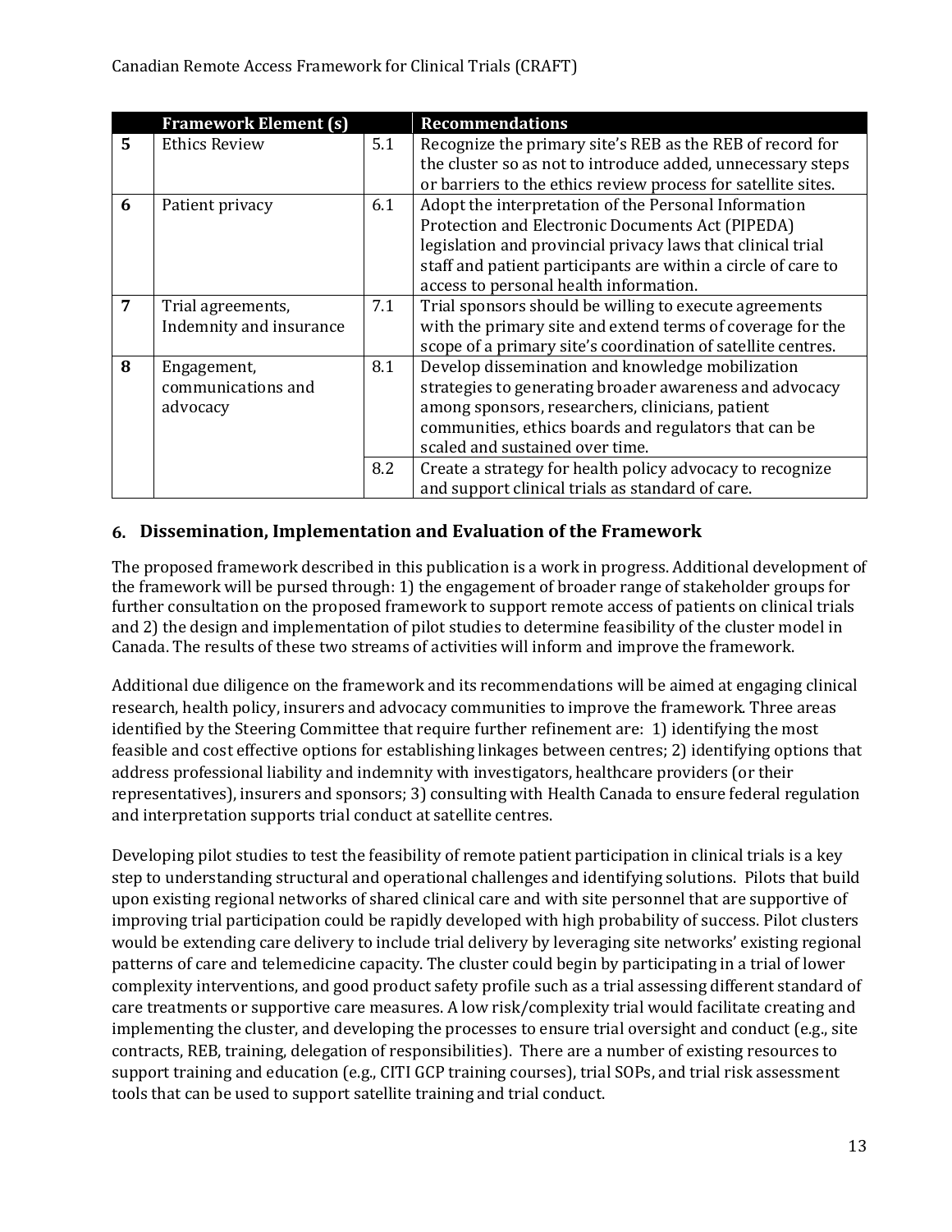| | Framework Element (s) | | Recommendations |
|---|---|---|---|
| **5** | Ethics Review | 5.1 | Recognize the primary site's REB as the REB of record for the cluster so as not to introduce added, unnecessary steps or barriers to the ethics review process for satellite sites. |
| **6** | Patient privacy | 6.1 | Adopt the interpretation of the Personal Information Protection and Electronic Documents Act (PIPEDA) legislation and provincial privacy laws that clinical trial staff and patient participants are within a circle of care to access to personal health information. |
| **7** | Trial agreements, Indemnity and insurance | 7.1 | Trial sponsors should be willing to execute agreements with the primary site and extend terms of coverage for the scope of a primary site's coordination of satellite centres. |
| **8** | Engagement, communications and advocacy | 8.1 | Develop dissemination and knowledge mobilization strategies to generating broader awareness and advocacy among sponsors, researchers, clinicians, patient communities, ethics boards and regulators that can be scaled and sustained over time. |
| | | 8.2 | Create a strategy for health policy advocacy to recognize and support clinical trials as standard of care. |

## 6. Dissemination, Implementation and Evaluation of the Framework

The proposed framework described in this publication is a work in progress. Additional development of the framework will be pursed through: 1) the engagement of broader range of stakeholder groups for further consultation on the proposed framework to support remote access of patients on clinical trials and 2) the design and implementation of pilot studies to determine feasibility of the cluster model in Canada. The results of these two streams of activities will inform and improve the framework.

Additional due diligence on the framework and its recommendations will be aimed at engaging clinical research, health policy, insurers and advocacy communities to improve the framework. Three areas identified by the Steering Committee that require further refinement are: 1) identifying the most feasible and cost effective options for establishing linkages between centres; 2) identifying options that address professional liability and indemnity with investigators, healthcare providers (or their representatives), insurers and sponsors; 3) consulting with Health Canada to ensure federal regulation and interpretation supports trial conduct at satellite centres.

Developing pilot studies to test the feasibility of remote patient participation in clinical trials is a key step to understanding structural and operational challenges and identifying solutions. Pilots that build upon existing regional networks of shared clinical care and with site personnel that are supportive of improving trial participation could be rapidly developed with high probability of success. Pilot clusters would be extending care delivery to include trial delivery by leveraging site networks' existing regional patterns of care and telemedicine capacity. The cluster could begin by participating in a trial of lower complexity interventions, and good product safety profile such as a trial assessing different standard of care treatments or supportive care measures. A low risk/complexity trial would facilitate creating and implementing the cluster, and developing the processes to ensure trial oversight and conduct (e.g., site contracts, REB, training, delegation of responsibilities). There are a number of existing resources to support training and education (e.g., CITI GCP training courses), trial SOPs, and trial risk assessment tools that can be used to support satellite training and trial conduct.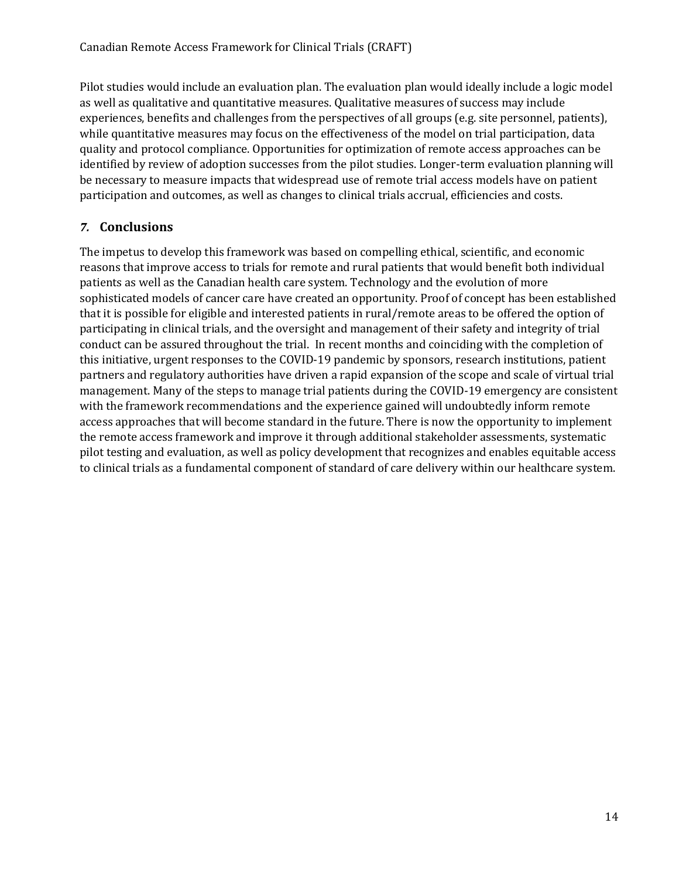Pilot studies would include an evaluation plan. The evaluation plan would ideally include a logic model as well as qualitative and quantitative measures. Qualitative measures of success may include experiences, benefits and challenges from the perspectives of all groups (e.g. site personnel, patients), while quantitative measures may focus on the effectiveness of the model on trial participation, data quality and protocol compliance. Opportunities for optimization of remote access approaches can be identified by review of adoption successes from the pilot studies. Longer-term evaluation planning will be necessary to measure impacts that widespread use of remote trial access models have on patient participation and outcomes, as well as changes to clinical trials accrual, efficiencies and costs.

## *7.* Conclusions

The impetus to develop this framework was based on compelling ethical, scientific, and economic reasons that improve access to trials for remote and rural patients that would benefit both individual patients as well as the Canadian health care system. Technology and the evolution of more sophisticated models of cancer care have created an opportunity. Proof of concept has been established that it is possible for eligible and interested patients in rural/remote areas to be offered the option of participating in clinical trials, and the oversight and management of their safety and integrity of trial conduct can be assured throughout the trial. In recent months and coinciding with the completion of this initiative, urgent responses to the COVID-19 pandemic by sponsors, research institutions, patient partners and regulatory authorities have driven a rapid expansion of the scope and scale of virtual trial management. Many of the steps to manage trial patients during the COVID-19 emergency are consistent with the framework recommendations and the experience gained will undoubtedly inform remote access approaches that will become standard in the future. There is now the opportunity to implement the remote access framework and improve it through additional stakeholder assessments, systematic pilot testing and evaluation, as well as policy development that recognizes and enables equitable access to clinical trials as a fundamental component of standard of care delivery within our healthcare system.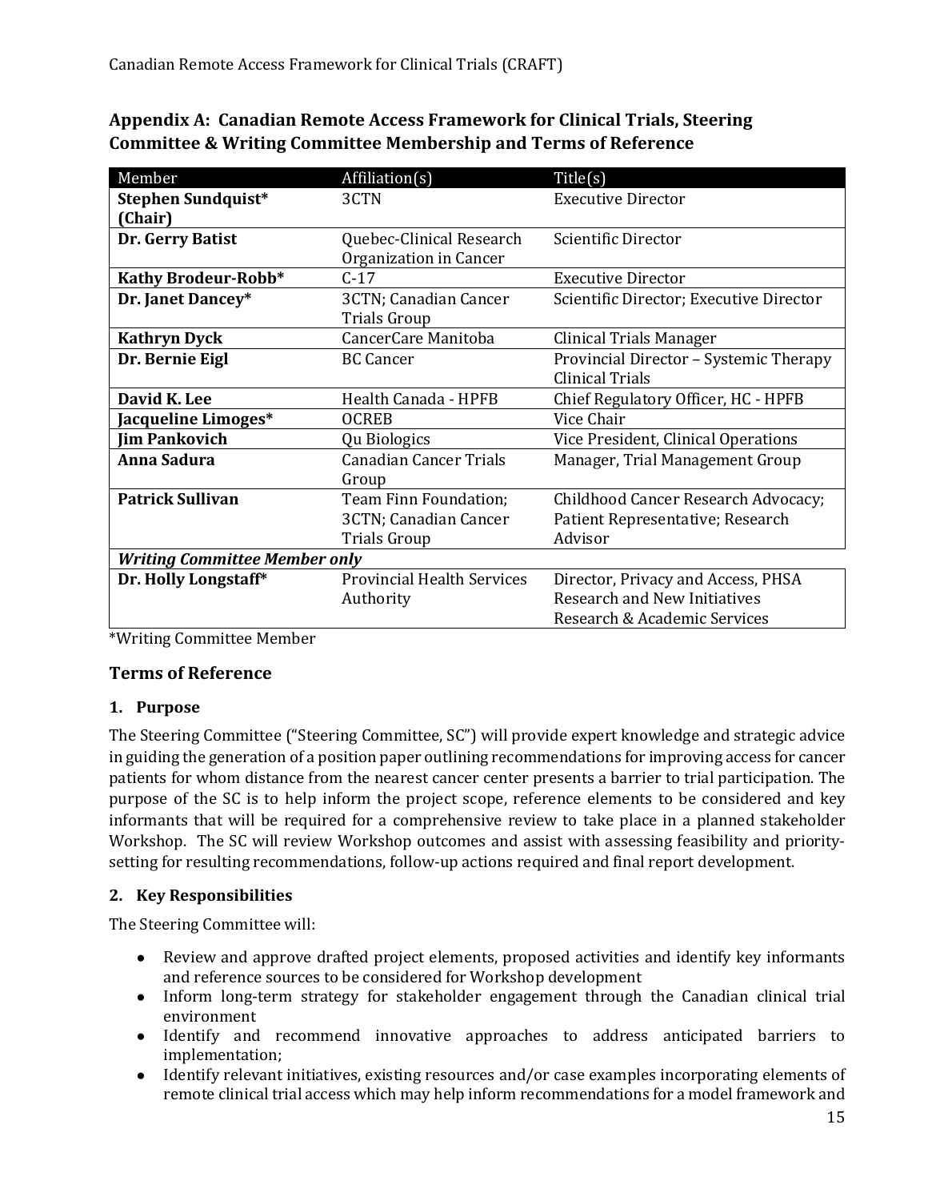## Appendix A: Canadian Remote Access Framework for Clinical Trials, Steering Committee & Writing Committee Membership and Terms of Reference

| Member | Affiliation(s) | Title(s) |
|---|---|---|
| **Stephen Sundquist* (Chair)** | 3CTN | Executive Director |
| **Dr. Gerry Batist** | Quebec-Clinical Research Organization in Cancer | Scientific Director |
| **Kathy Brodeur-Robb*** | C-17 | Executive Director |
| **Dr. Janet Dancey*** | 3CTN; Canadian Cancer Trials Group | Scientific Director; Executive Director |
| **Kathryn Dyck** | CancerCare Manitoba | Clinical Trials Manager |
| **Dr. Bernie Eigl** | BC Cancer | Provincial Director – Systemic Therapy Clinical Trials |
| **David K. Lee** | Health Canada - HPFB | Chief Regulatory Officer, HC - HPFB |
| **Jacqueline Limoges*** | OCREB | Vice Chair |
| **Jim Pankovich** | Qu Biologics | Vice President, Clinical Operations |
| **Anna Sadura** | Canadian Cancer Trials Group | Manager, Trial Management Group |
| **Patrick Sullivan** | Team Finn Foundation; 3CTN; Canadian Cancer Trials Group | Childhood Cancer Research Advocacy; Patient Representative; Research Advisor |
| ***Writing Committee Member only*** | | |
| **Dr. Holly Longstaff*** | Provincial Health Services Authority | Director, Privacy and Access, PHSA Research and New Initiatives Research & Academic Services |

*Writing Committee Member

### Terms of Reference

#### 1. Purpose

The Steering Committee ("Steering Committee, SC") will provide expert knowledge and strategic advice in guiding the generation of a position paper outlining recommendations for improving access for cancer patients for whom distance from the nearest cancer center presents a barrier to trial participation. The purpose of the SC is to help inform the project scope, reference elements to be considered and key informants that will be required for a comprehensive review to take place in a planned stakeholder Workshop. The SC will review Workshop outcomes and assist with assessing feasibility and priority-setting for resulting recommendations, follow-up actions required and final report development.

#### 2. Key Responsibilities

The Steering Committee will:

- Review and approve drafted project elements, proposed activities and identify key informants and reference sources to be considered for Workshop development
- Inform long-term strategy for stakeholder engagement through the Canadian clinical trial environment
- Identify and recommend innovative approaches to address anticipated barriers to implementation;
- Identify relevant initiatives, existing resources and/or case examples incorporating elements of remote clinical trial access which may help inform recommendations for a model framework and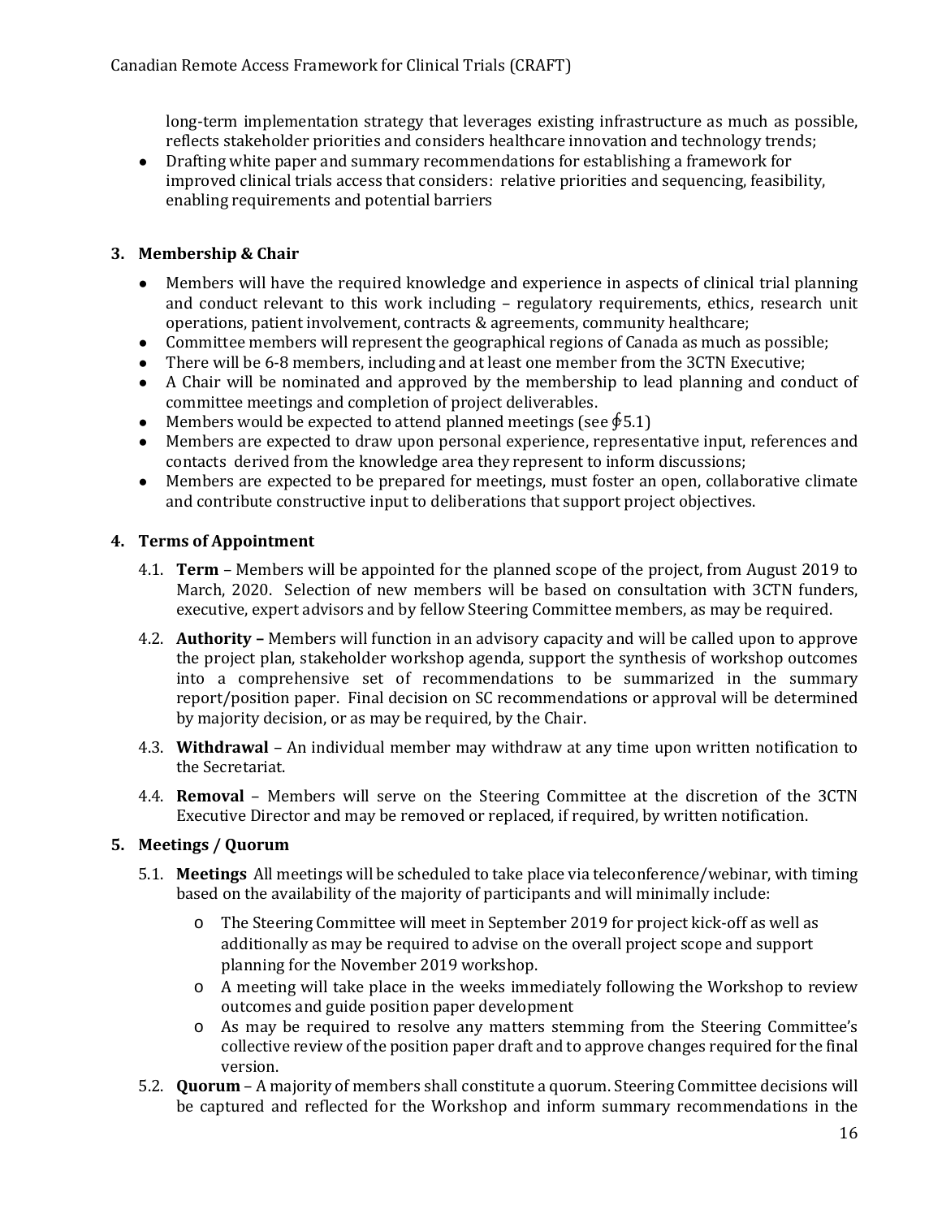long-term implementation strategy that leverages existing infrastructure as much as possible, reflects stakeholder priorities and considers healthcare innovation and technology trends;

- Drafting white paper and summary recommendations for establishing a framework for improved clinical trials access that considers: relative priorities and sequencing, feasibility, enabling requirements and potential barriers

## 3. Membership & Chair

- Members will have the required knowledge and experience in aspects of clinical trial planning and conduct relevant to this work including – regulatory requirements, ethics, research unit operations, patient involvement, contracts & agreements, community healthcare;
- Committee members will represent the geographical regions of Canada as much as possible;
- There will be 6-8 members, including and at least one member from the 3CTN Executive;
- A Chair will be nominated and approved by the membership to lead planning and conduct of committee meetings and completion of project deliverables.
- Members would be expected to attend planned meetings (see ∮5.1)
- Members are expected to draw upon personal experience, representative input, references and contacts derived from the knowledge area they represent to inform discussions;
- Members are expected to be prepared for meetings, must foster an open, collaborative climate and contribute constructive input to deliberations that support project objectives.

## 4. Terms of Appointment

4.1. **Term** – Members will be appointed for the planned scope of the project, from August 2019 to March, 2020. Selection of new members will be based on consultation with 3CTN funders, executive, expert advisors and by fellow Steering Committee members, as may be required.

4.2. **Authority –** Members will function in an advisory capacity and will be called upon to approve the project plan, stakeholder workshop agenda, support the synthesis of workshop outcomes into a comprehensive set of recommendations to be summarized in the summary report/position paper. Final decision on SC recommendations or approval will be determined by majority decision, or as may be required, by the Chair.

4.3. **Withdrawal** – An individual member may withdraw at any time upon written notification to the Secretariat.

4.4. **Removal** – Members will serve on the Steering Committee at the discretion of the 3CTN Executive Director and may be removed or replaced, if required, by written notification.

## 5. Meetings / Quorum

5.1. **Meetings** All meetings will be scheduled to take place via teleconference/webinar, with timing based on the availability of the majority of participants and will minimally include:

- The Steering Committee will meet in September 2019 for project kick-off as well as additionally as may be required to advise on the overall project scope and support planning for the November 2019 workshop.
- A meeting will take place in the weeks immediately following the Workshop to review outcomes and guide position paper development
- As may be required to resolve any matters stemming from the Steering Committee's collective review of the position paper draft and to approve changes required for the final version.

5.2. **Quorum** – A majority of members shall constitute a quorum. Steering Committee decisions will be captured and reflected for the Workshop and inform summary recommendations in the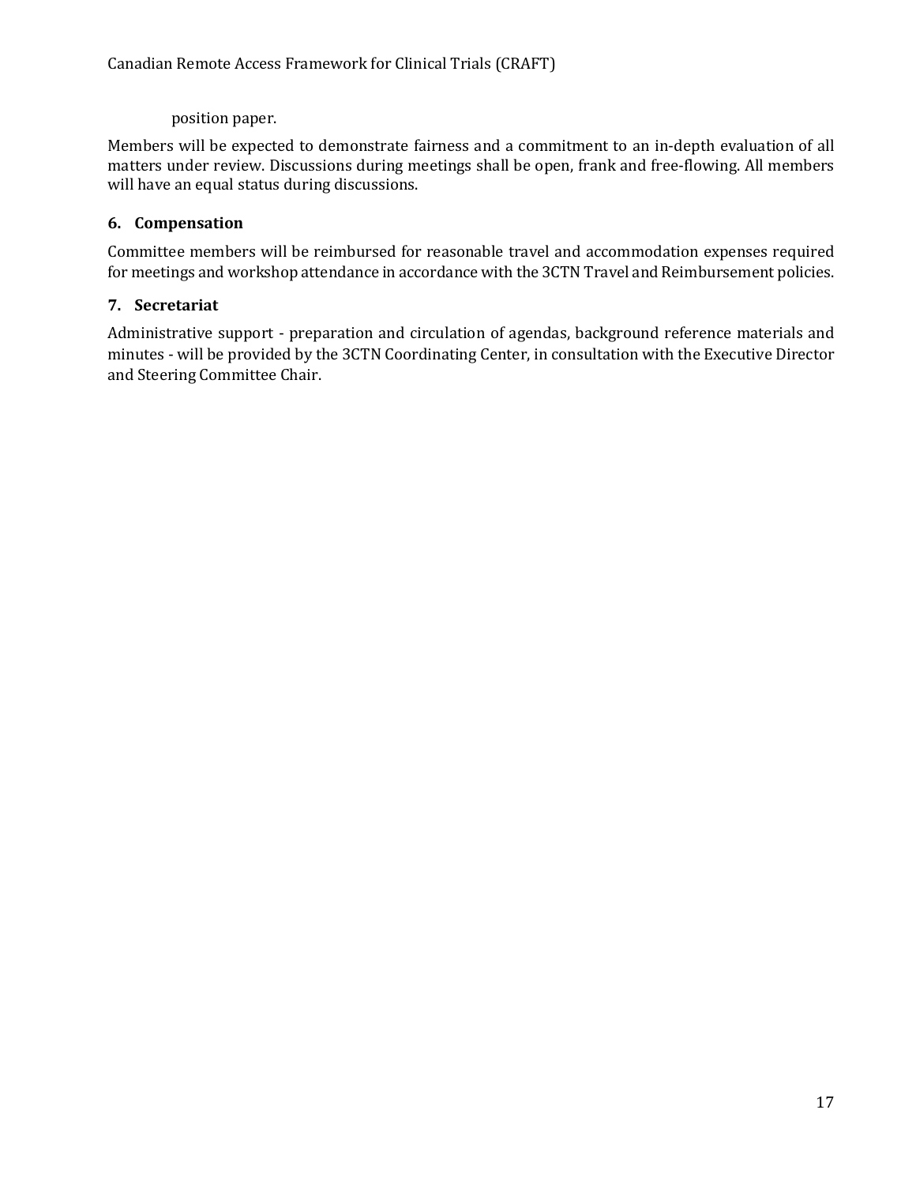position paper.

Members will be expected to demonstrate fairness and a commitment to an in-depth evaluation of all matters under review. Discussions during meetings shall be open, frank and free-flowing. All members will have an equal status during discussions.

### 6. Compensation

Committee members will be reimbursed for reasonable travel and accommodation expenses required for meetings and workshop attendance in accordance with the 3CTN Travel and Reimbursement policies.

### 7. Secretariat

Administrative support - preparation and circulation of agendas, background reference materials and minutes - will be provided by the 3CTN Coordinating Center, in consultation with the Executive Director and Steering Committee Chair.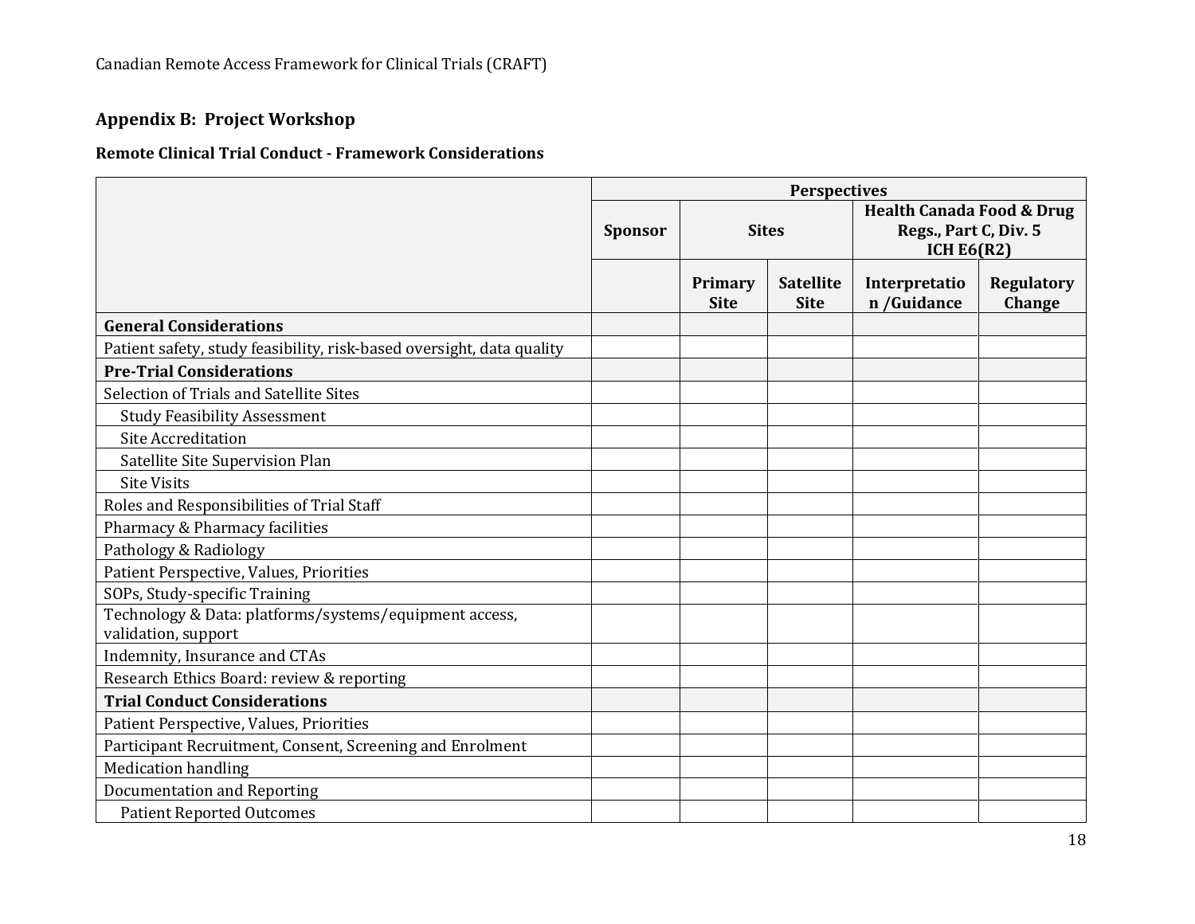## Appendix B: Project Workshop

### Remote Clinical Trial Conduct - Framework Considerations

| | Perspectives | | | | |
|---|---|---|---|---|---|
| | Sponsor | Sites | | Health Canada Food & Drug Regs., Part C, Div. 5 ICH E6(R2) | |
| | | Primary Site | Satellite Site | Interpretation /Guidance | Regulatory Change |
| **General Considerations** | | | | | |
| Patient safety, study feasibility, risk-based oversight, data quality | | | | | |
| **Pre-Trial Considerations** | | | | | |
| Selection of Trials and Satellite Sites | | | | | |
| Study Feasibility Assessment | | | | | |
| Site Accreditation | | | | | |
| Satellite Site Supervision Plan | | | | | |
| Site Visits | | | | | |
| Roles and Responsibilities of Trial Staff | | | | | |
| Pharmacy & Pharmacy facilities | | | | | |
| Pathology & Radiology | | | | | |
| Patient Perspective, Values, Priorities | | | | | |
| SOPs, Study-specific Training | | | | | |
| Technology & Data: platforms/systems/equipment access, validation, support | | | | | |
| Indemnity, Insurance and CTAs | | | | | |
| Research Ethics Board: review & reporting | | | | | |
| **Trial Conduct Considerations** | | | | | |
| Patient Perspective, Values, Priorities | | | | | |
| Participant Recruitment, Consent, Screening and Enrolment | | | | | |
| Medication handling | | | | | |
| Documentation and Reporting | | | | | |
| Patient Reported Outcomes | | | | | |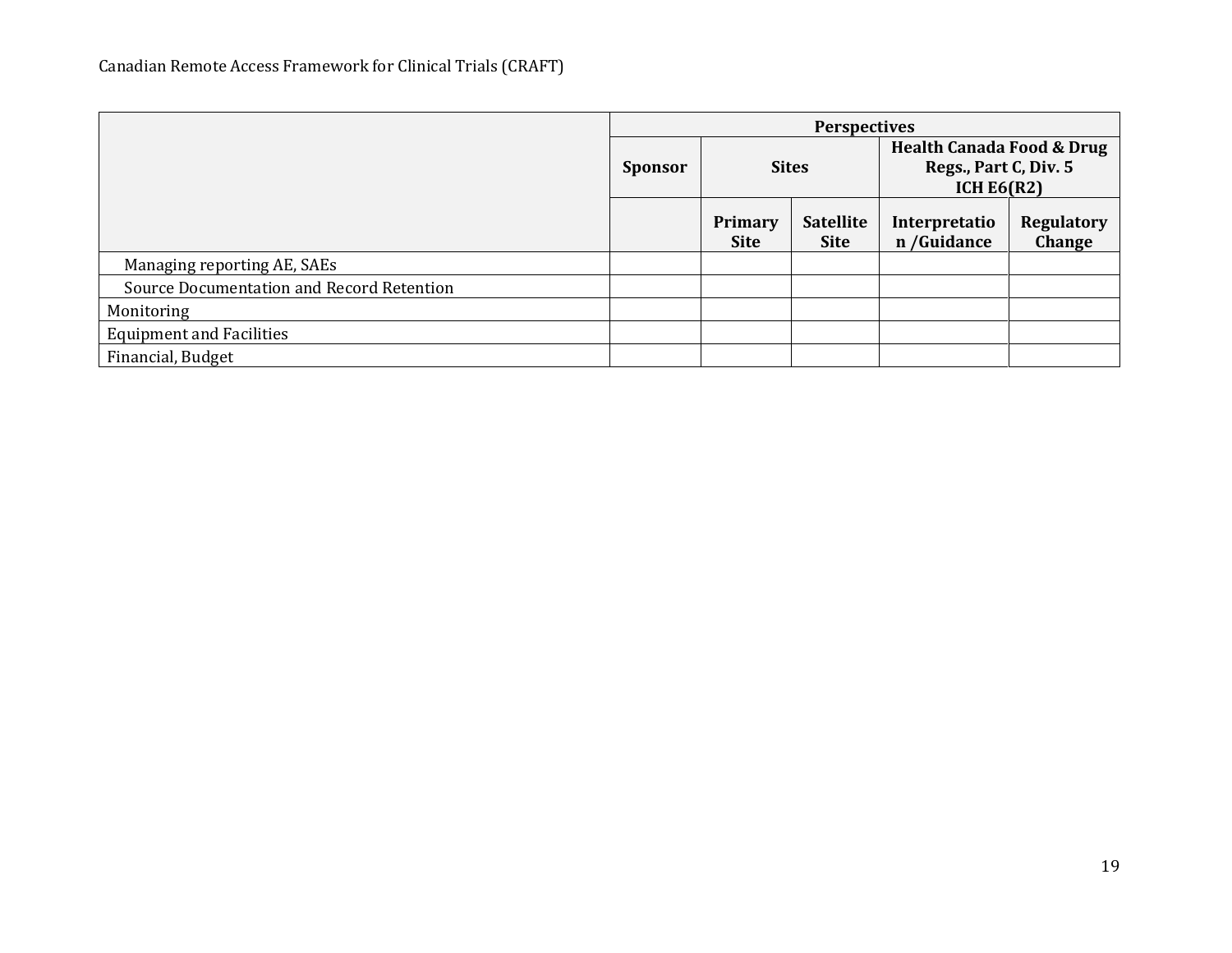| | Perspectives | | | | |
|---|---|---|---|---|---|
| | Sponsor | Sites | | Health Canada Food & Drug Regs., Part C, Div. 5 ICH E6(R2) | |
| | | Primary Site | Satellite Site | Interpretation /Guidance | Regulatory Change |
| Managing reporting AE, SAEs | | | | | |
| Source Documentation and Record Retention | | | | | |
| Monitoring | | | | | |
| Equipment and Facilities | | | | | |
| Financial, Budget | | | | | |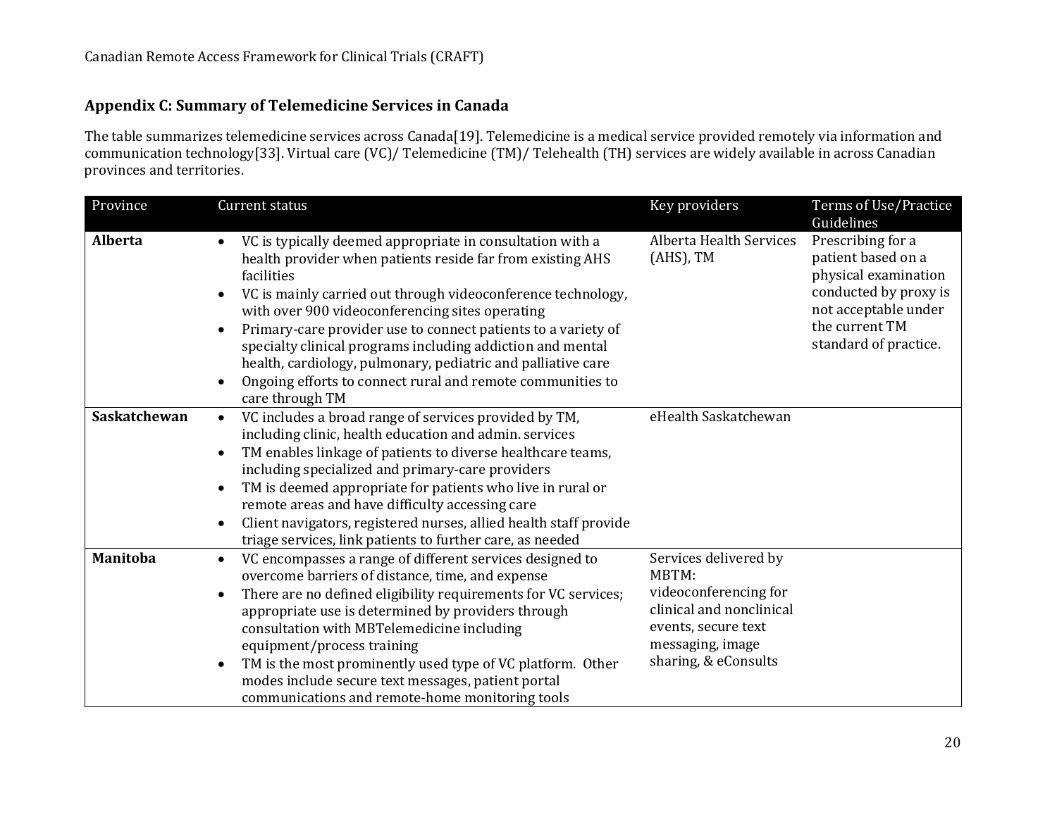## Appendix C: Summary of Telemedicine Services in Canada

The table summarizes telemedicine services across Canada[19]. Telemedicine is a medical service provided remotely via information and communication technology[33]. Virtual care (VC)/ Telemedicine (TM)/ Telehealth (TH) services are widely available in across Canadian provinces and territories.

| Province | Current status | Key providers | Terms of Use/Practice Guidelines |
|---|---|---|---|
| **Alberta** | • VC is typically deemed appropriate in consultation with a health provider when patients reside far from existing AHS facilities<br>• VC is mainly carried out through videoconference technology, with over 900 videoconferencing sites operating<br>• Primary-care provider use to connect patients to a variety of specialty clinical programs including addiction and mental health, cardiology, pulmonary, pediatric and palliative care<br>• Ongoing efforts to connect rural and remote communities to care through TM | Alberta Health Services (AHS), TM | Prescribing for a patient based on a physical examination conducted by proxy is not acceptable under the current TM standard of practice. |
| **Saskatchewan** | • VC includes a broad range of services provided by TM, including clinic, health education and admin. services<br>• TM enables linkage of patients to diverse healthcare teams, including specialized and primary-care providers<br>• TM is deemed appropriate for patients who live in rural or remote areas and have difficulty accessing care<br>• Client navigators, registered nurses, allied health staff provide triage services, link patients to further care, as needed | eHealth Saskatchewan | |
| **Manitoba** | • VC encompasses a range of different services designed to overcome barriers of distance, time, and expense<br>• There are no defined eligibility requirements for VC services; appropriate use is determined by providers through consultation with MBTelemedicine including equipment/process training<br>• TM is the most prominently used type of VC platform. Other modes include secure text messages, patient portal communications and remote-home monitoring tools | Services delivered by MBTM: videoconferencing for clinical and nonclinical events, secure text messaging, image sharing, & eConsults | |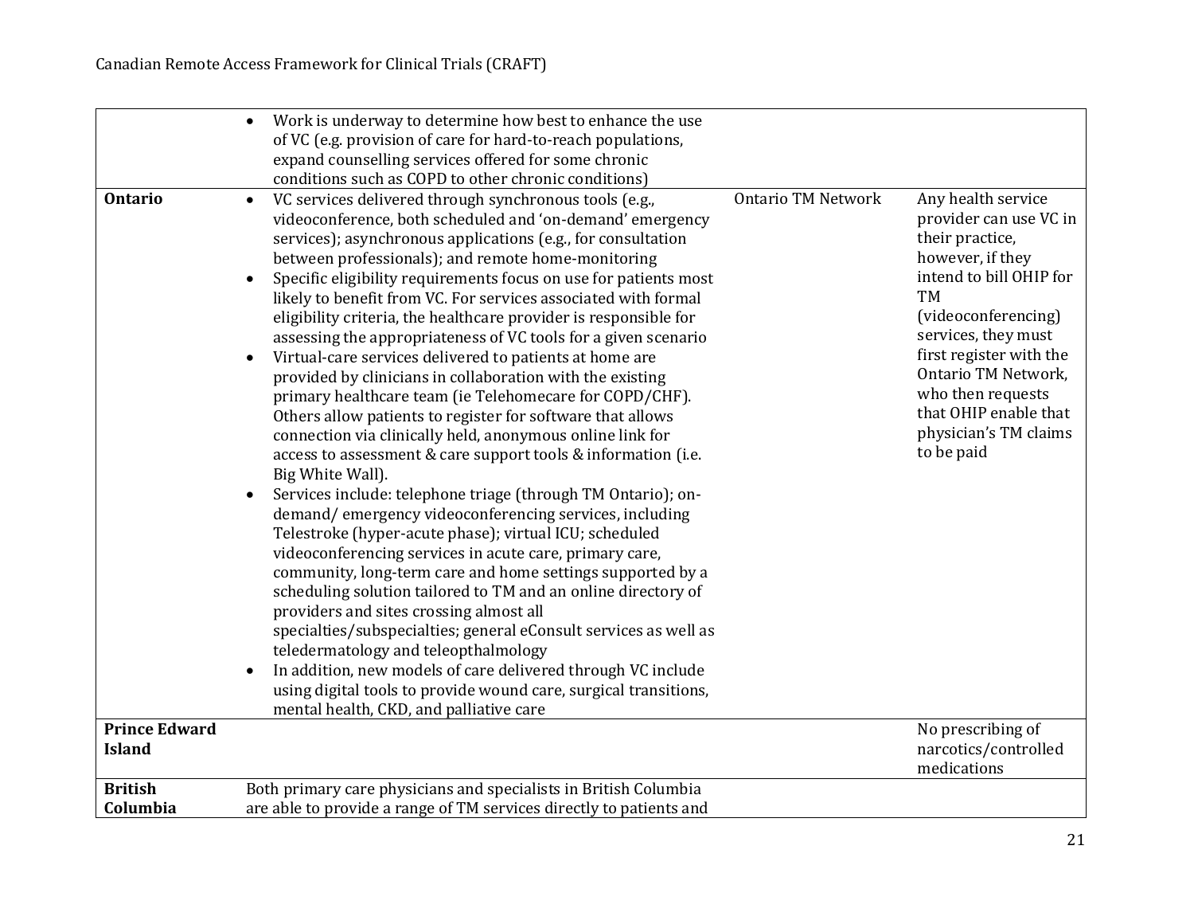| | | | |
|---|---|---|---|
| | • Work is underway to determine how best to enhance the use of VC (e.g. provision of care for hard-to-reach populations, expand counselling services offered for some chronic conditions such as COPD to other chronic conditions) | | |
| **Ontario** | • VC services delivered through synchronous tools (e.g., videoconference, both scheduled and 'on-demand' emergency services); asynchronous applications (e.g., for consultation between professionals); and remote home-monitoring<br>• Specific eligibility requirements focus on use for patients most likely to benefit from VC. For services associated with formal eligibility criteria, the healthcare provider is responsible for assessing the appropriateness of VC tools for a given scenario<br>• Virtual-care services delivered to patients at home are provided by clinicians in collaboration with the existing primary healthcare team (ie Telehomecare for COPD/CHF). Others allow patients to register for software that allows connection via clinically held, anonymous online link for access to assessment & care support tools & information (i.e. Big White Wall).<br>• Services include: telephone triage (through TM Ontario); on-demand/ emergency videoconferencing services, including Telestroke (hyper-acute phase); virtual ICU; scheduled videoconferencing services in acute care, primary care, community, long-term care and home settings supported by a scheduling solution tailored to TM and an online directory of providers and sites crossing almost all specialties/subspecialties; general eConsult services as well as teledermatology and teleopthalmology<br>• In addition, new models of care delivered through VC include using digital tools to provide wound care, surgical transitions, mental health, CKD, and palliative care | Ontario TM Network | Any health service provider can use VC in their practice, however, if they intend to bill OHIP for TM (videoconferencing) services, they must first register with the Ontario TM Network, who then requests that OHIP enable that physician's TM claims to be paid |
| **Prince Edward Island** | | | No prescribing of narcotics/controlled medications |
| **British Columbia** | Both primary care physicians and specialists in British Columbia are able to provide a range of TM services directly to patients and | | |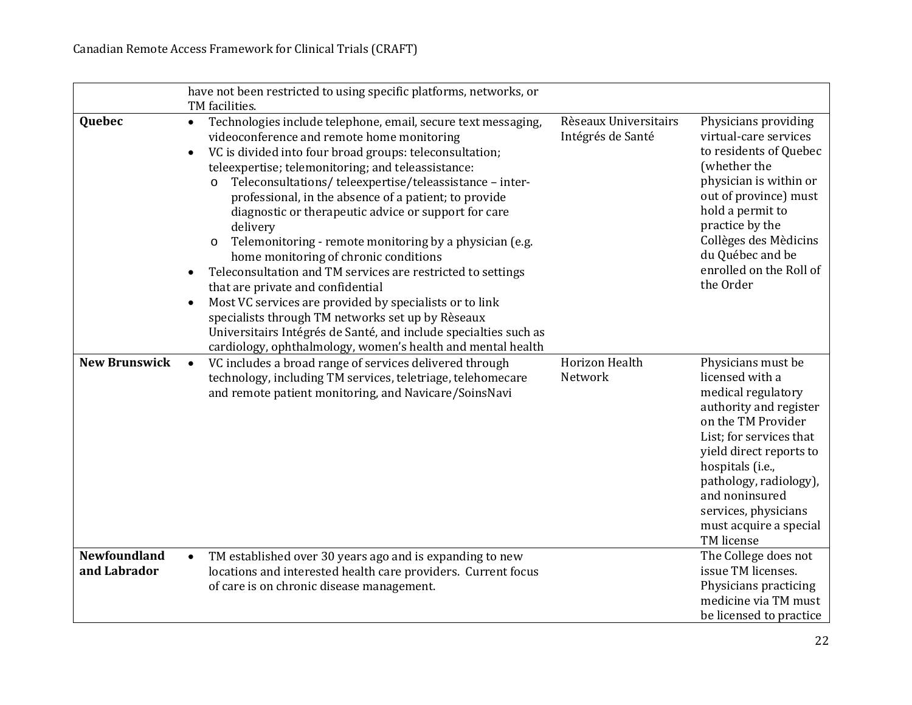| | | | |
|---|---|---|---|
| | have not been restricted to using specific platforms, networks, or TM facilities. | | |
| **Quebec** | • Technologies include telephone, email, secure text messaging, videoconference and remote home monitoring<br>• VC is divided into four broad groups: teleconsultation; teleexpertise; telemonitoring; and teleassistance:<br>&nbsp;&nbsp;o Teleconsultations/ teleexpertise/teleassistance – inter-professional, in the absence of a patient; to provide diagnostic or therapeutic advice or support for care delivery<br>&nbsp;&nbsp;o Telemonitoring - remote monitoring by a physician (e.g. home monitoring of chronic conditions<br>• Teleconsultation and TM services are restricted to settings that are private and confidential<br>• Most VC services are provided by specialists or to link specialists through TM networks set up by Rèseaux Universitairs Intégrés de Santé, and include specialties such as cardiology, ophthalmology, women's health and mental health | Rèseaux Universitairs Intégrés de Santé | Physicians providing virtual-care services to residents of Quebec (whether the physician is within or out of province) must hold a permit to practice by the Collèges des Mèdicins du Québec and be enrolled on the Roll of the Order |
| **New Brunswick** | • VC includes a broad range of services delivered through technology, including TM services, teletriage, telehomecare and remote patient monitoring, and Navicare/SoinsNavi | Horizon Health Network | Physicians must be licensed with a medical regulatory authority and register on the TM Provider List; for services that yield direct reports to hospitals (i.e., pathology, radiology), and noninsured services, physicians must acquire a special TM license |
| **Newfoundland and Labrador** | • TM established over 30 years ago and is expanding to new locations and interested health care providers. Current focus of care is on chronic disease management. | | The College does not issue TM licenses. Physicians practicing medicine via TM must be licensed to practice |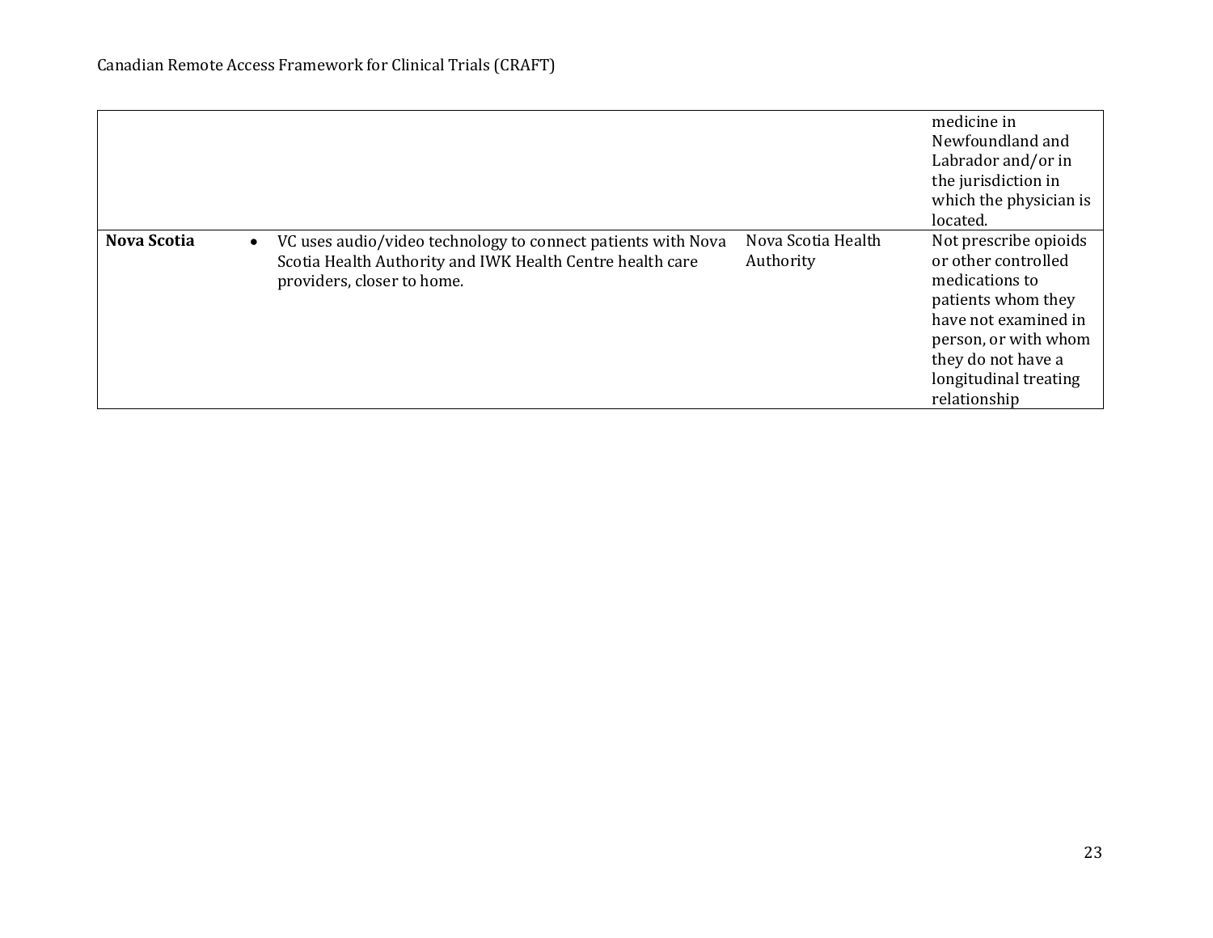|  |  |  | medicine in Newfoundland and Labrador and/or in the jurisdiction in which the physician is located. |
|---|---|---|---|
| **Nova Scotia** | • VC uses audio/video technology to connect patients with Nova Scotia Health Authority and IWK Health Centre health care providers, closer to home. | Nova Scotia Health Authority | Not prescribe opioids or other controlled medications to patients whom they have not examined in person, or with whom they do not have a longitudinal treating relationship |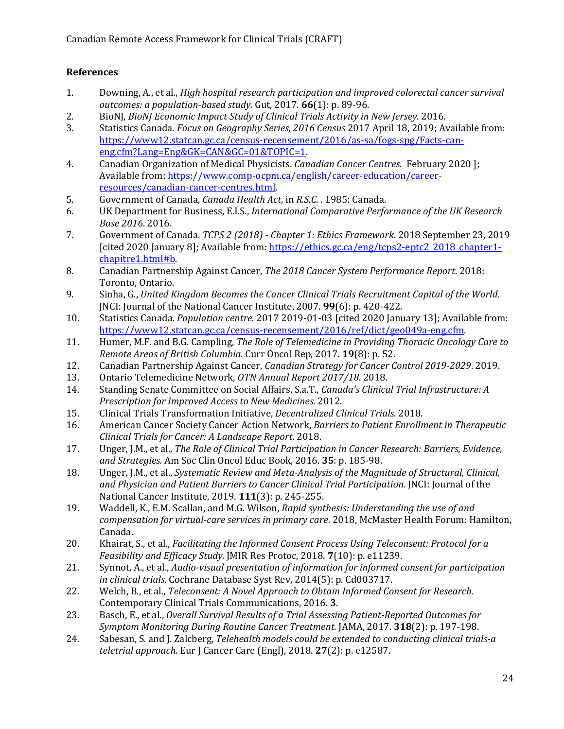## References

1. Downing, A., et al., *High hospital research participation and improved colorectal cancer survival outcomes: a population-based study.* Gut, 2017. **66**(1): p. 89-96.
2. BioNJ, *BioNJ Economic Impact Study of Clinical Trials Activity in New Jersey*. 2016.
3. Statistics Canada. *Focus on Geography Series, 2016 Census* 2017 April 18, 2019; Available from: https://www12.statcan.gc.ca/census-recensement/2016/as-sa/fogs-spg/Facts-can-eng.cfm?Lang=Eng&GK=CAN&GC=01&TOPIC=1.
4. Canadian Organization of Medical Physicists. *Canadian Cancer Centres*. February 2020 ]; Available from: https://www.comp-ocpm.ca/english/career-education/career-resources/canadian-cancer-centres.html.
5. Government of Canada, *Canada Health Act*, in *R.S.C.* . 1985: Canada.
6. UK Department for Business, E.I.S., *International Comparative Performance of the UK Research Base 2016*. 2016.
7. Government of Canada. *TCPS 2 (2018) - Chapter 1: Ethics Framework*. 2018 September 23, 2019 [cited 2020 January 8]; Available from: https://ethics.gc.ca/eng/tcps2-eptc2_2018_chapter1-chapitre1.html#b.
8. Canadian Partnership Against Cancer, *The 2018 Cancer System Performance Report*. 2018: Toronto, Ontario.
9. Sinha, G., *United Kingdom Becomes the Cancer Clinical Trials Recruitment Capital of the World.* JNCI: Journal of the National Cancer Institute, 2007. **99**(6): p. 420-422.
10. Statistics Canada. *Population centre*. 2017 2019-01-03 [cited 2020 January 13]; Available from: https://www12.statcan.gc.ca/census-recensement/2016/ref/dict/geo049a-eng.cfm.
11. Humer, M.F. and B.G. Campling, *The Role of Telemedicine in Providing Thoracic Oncology Care to Remote Areas of British Columbia.* Curr Oncol Rep, 2017. **19**(8): p. 52.
12. Canadian Partnership Against Cancer, *Canadian Strategy for Cancer Control 2019-2029*. 2019.
13. Ontario Telemedicine Network, *OTN Annual Report 2017/18*. 2018.
14. Standing Senate Committee on Social Affairs, S.a.T., *Canada's Clinical Trial Infrastructure: A Prescription for Improved Access to New Medicines*. 2012.
15. Clinical Trials Transformation Initiative, *Decentralized Clinical Trials*. 2018.
16. American Cancer Society Cancer Action Network, *Barriers to Patient Enrollment in Therapeutic Clinical Trials for Cancer: A Landscape Report*. 2018.
17. Unger, J.M., et al., *The Role of Clinical Trial Participation in Cancer Research: Barriers, Evidence, and Strategies.* Am Soc Clin Oncol Educ Book, 2016. **35**: p. 185-98.
18. Unger, J.M., et al., *Systematic Review and Meta-Analysis of the Magnitude of Structural, Clinical, and Physician and Patient Barriers to Cancer Clinical Trial Participation.* JNCI: Journal of the National Cancer Institute, 2019. **111**(3): p. 245-255.
19. Waddell, K., E.M. Scallan, and M.G. Wilson, *Rapid synthesis: Understanding the use of and compensation for virtual-care services in primary care*. 2018, McMaster Health Forum: Hamilton, Canada.
20. Khairat, S., et al., *Facilitating the Informed Consent Process Using Teleconsent: Protocol for a Feasibility and Efficacy Study.* JMIR Res Protoc, 2018. **7**(10): p. e11239.
21. Synnot, A., et al., *Audio-visual presentation of information for informed consent for participation in clinical trials.* Cochrane Database Syst Rev, 2014(5): p. Cd003717.
22. Welch, B., et al., *Teleconsent: A Novel Approach to Obtain Informed Consent for Research.* Contemporary Clinical Trials Communications, 2016. **3**.
23. Basch, E., et al., *Overall Survival Results of a Trial Assessing Patient-Reported Outcomes for Symptom Monitoring During Routine Cancer Treatment.* JAMA, 2017. **318**(2): p. 197-198.
24. Sabesan, S. and J. Zalcberg, *Telehealth models could be extended to conducting clinical trials-a teletrial approach.* Eur J Cancer Care (Engl), 2018. **27**(2): p. e12587.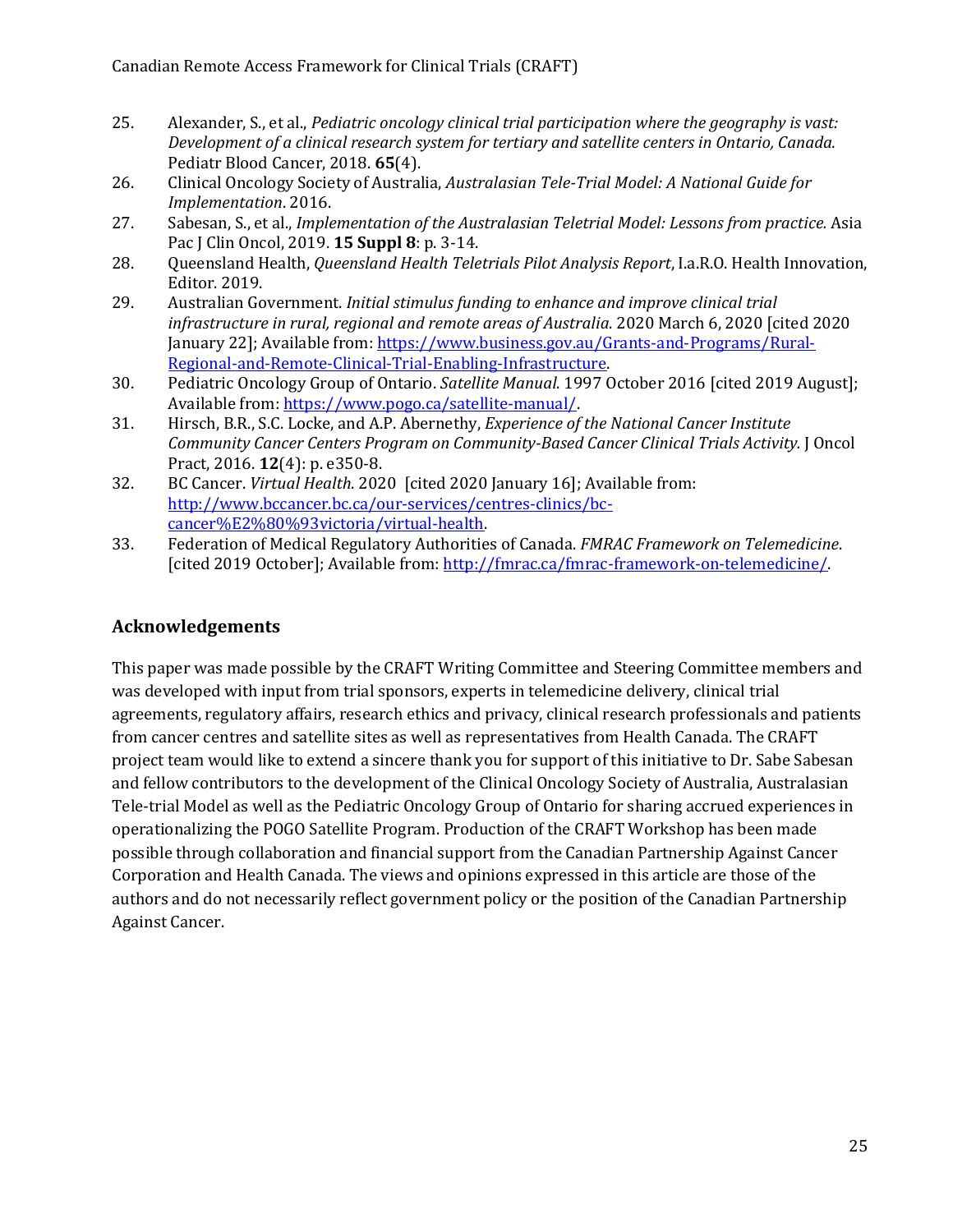25. Alexander, S., et al., *Pediatric oncology clinical trial participation where the geography is vast: Development of a clinical research system for tertiary and satellite centers in Ontario, Canada.* Pediatr Blood Cancer, 2018. **65**(4).
26. Clinical Oncology Society of Australia, *Australasian Tele-Trial Model: A National Guide for Implementation*. 2016.
27. Sabesan, S., et al., *Implementation of the Australasian Teletrial Model: Lessons from practice.* Asia Pac J Clin Oncol, 2019. **15 Suppl 8**: p. 3-14.
28. Queensland Health, *Queensland Health Teletrials Pilot Analysis Report*, I.a.R.O. Health Innovation, Editor. 2019.
29. Australian Government. *Initial stimulus funding to enhance and improve clinical trial infrastructure in rural, regional and remote areas of Australia*. 2020 March 6, 2020 [cited 2020 January 22]; Available from: https://www.business.gov.au/Grants-and-Programs/Rural-Regional-and-Remote-Clinical-Trial-Enabling-Infrastructure.
30. Pediatric Oncology Group of Ontario. *Satellite Manual*. 1997 October 2016 [cited 2019 August]; Available from: https://www.pogo.ca/satellite-manual/.
31. Hirsch, B.R., S.C. Locke, and A.P. Abernethy, *Experience of the National Cancer Institute Community Cancer Centers Program on Community-Based Cancer Clinical Trials Activity.* J Oncol Pract, 2016. **12**(4): p. e350-8.
32. BC Cancer. *Virtual Health*. 2020 [cited 2020 January 16]; Available from: http://www.bccancer.bc.ca/our-services/centres-clinics/bc-cancer%E2%80%93victoria/virtual-health.
33. Federation of Medical Regulatory Authorities of Canada. *FMRAC Framework on Telemedicine*. [cited 2019 October]; Available from: http://fmrac.ca/fmrac-framework-on-telemedicine/.

## Acknowledgements

This paper was made possible by the CRAFT Writing Committee and Steering Committee members and was developed with input from trial sponsors, experts in telemedicine delivery, clinical trial agreements, regulatory affairs, research ethics and privacy, clinical research professionals and patients from cancer centres and satellite sites as well as representatives from Health Canada. The CRAFT project team would like to extend a sincere thank you for support of this initiative to Dr. Sabe Sabesan and fellow contributors to the development of the Clinical Oncology Society of Australia, Australasian Tele-trial Model as well as the Pediatric Oncology Group of Ontario for sharing accrued experiences in operationalizing the POGO Satellite Program. Production of the CRAFT Workshop has been made possible through collaboration and financial support from the Canadian Partnership Against Cancer Corporation and Health Canada. The views and opinions expressed in this article are those of the authors and do not necessarily reflect government policy or the position of the Canadian Partnership Against Cancer.